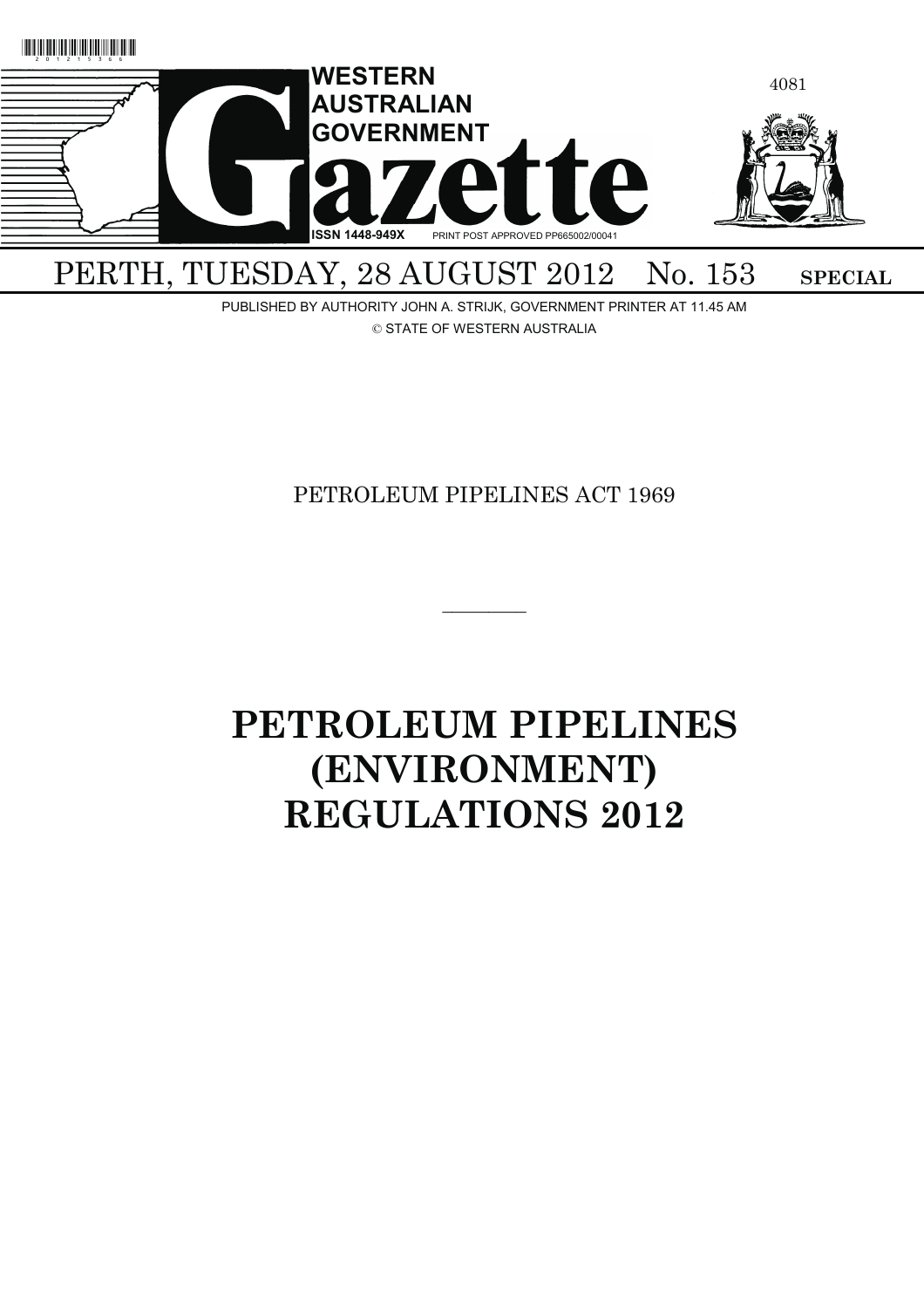# WESTERN AUSTRALIAN GOVERNMENT Gazette

ISSN 1448-949X PRINT POST APPROVED PP665002/00041

PERTH, TUESDAY, 28 AUGUST 2012 No. 153 **SPECIAL**

PUBLISHED BY AUTHORITY JOHN A. STRIJK, GOVERNMENT PRINTER AT 11.45 AM

© STATE OF WESTERN AUSTRALIA

PETROLEUM PIPELINES ACT 1969

---

# PETROLEUM PIPELINES (ENVIRONMENT) REGULATIONS 2012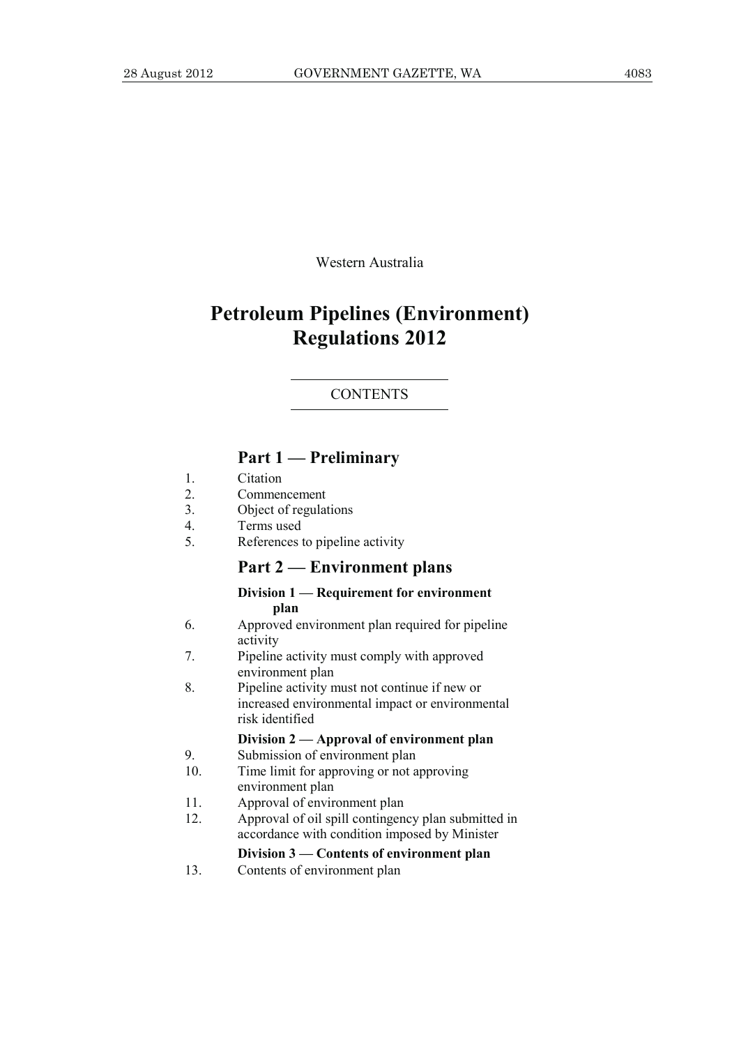Western Australia

# Petroleum Pipelines (Environment) Regulations 2012

CONTENTS

## Part 1 — Preliminary

1. Citation
2. Commencement
3. Object of regulations
4. Terms used
5. References to pipeline activity

## Part 2 — Environment plans

### Division 1 — Requirement for environment plan

6. Approved environment plan required for pipeline activity
7. Pipeline activity must comply with approved environment plan
8. Pipeline activity must not continue if new or increased environmental impact or environmental risk identified

### Division 2 — Approval of environment plan

9. Submission of environment plan
10. Time limit for approving or not approving environment plan
11. Approval of environment plan
12. Approval of oil spill contingency plan submitted in accordance with condition imposed by Minister

### Division 3 — Contents of environment plan

13. Contents of environment plan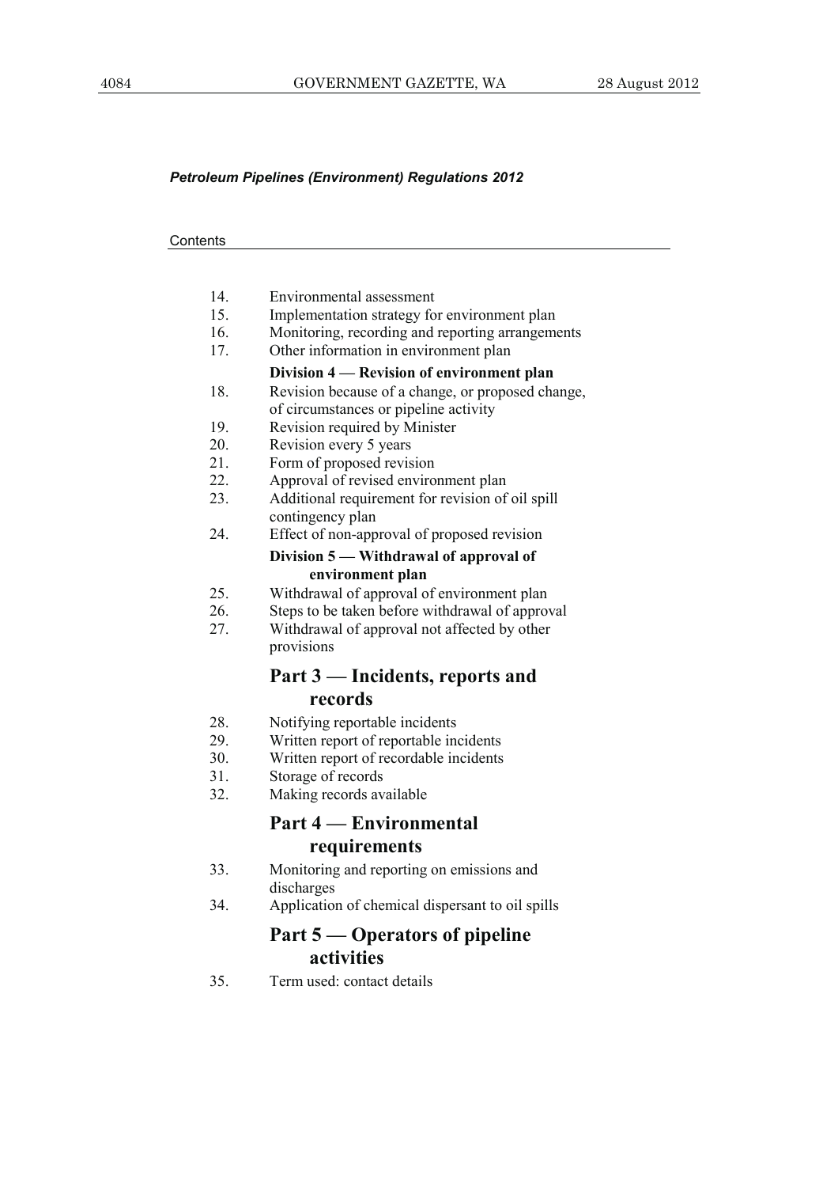Contents

14. Environmental assessment
15. Implementation strategy for environment plan
16. Monitoring, recording and reporting arrangements
17. Other information in environment plan

**Division 4 — Revision of environment plan**

18. Revision because of a change, or proposed change, of circumstances or pipeline activity
19. Revision required by Minister
20. Revision every 5 years
21. Form of proposed revision
22. Approval of revised environment plan
23. Additional requirement for revision of oil spill contingency plan
24. Effect of non-approval of proposed revision

**Division 5 — Withdrawal of approval of environment plan**

25. Withdrawal of approval of environment plan
26. Steps to be taken before withdrawal of approval
27. Withdrawal of approval not affected by other provisions

## Part 3 — Incidents, reports and records

28. Notifying reportable incidents
29. Written report of reportable incidents
30. Written report of recordable incidents
31. Storage of records
32. Making records available

## Part 4 — Environmental requirements

33. Monitoring and reporting on emissions and discharges
34. Application of chemical dispersant to oil spills

## Part 5 — Operators of pipeline activities

35. Term used: contact details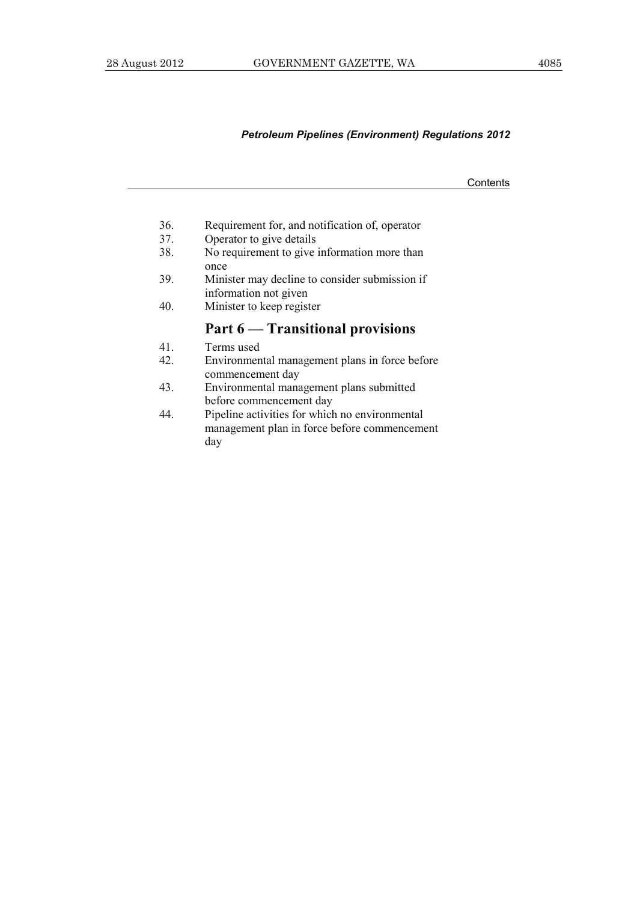36. Requirement for, and notification of, operator
37. Operator to give details
38. No requirement to give information more than once
39. Minister may decline to consider submission if information not given
40. Minister to keep register

## Part 6 — Transitional provisions

41. Terms used
42. Environmental management plans in force before commencement day
43. Environmental management plans submitted before commencement day
44. Pipeline activities for which no environmental management plan in force before commencement day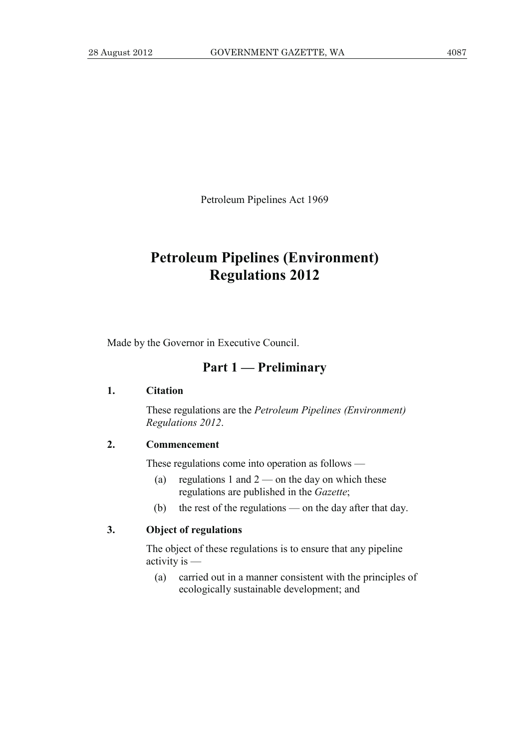Petroleum Pipelines Act 1969

# Petroleum Pipelines (Environment) Regulations 2012

Made by the Governor in Executive Council.

## Part 1 — Preliminary

### 1. Citation

These regulations are the *Petroleum Pipelines (Environment) Regulations 2012*.

### 2. Commencement

These regulations come into operation as follows —

(a) regulations 1 and 2 — on the day on which these regulations are published in the *Gazette*;

(b) the rest of the regulations — on the day after that day.

### 3. Object of regulations

The object of these regulations is to ensure that any pipeline activity is —

(a) carried out in a manner consistent with the principles of ecologically sustainable development; and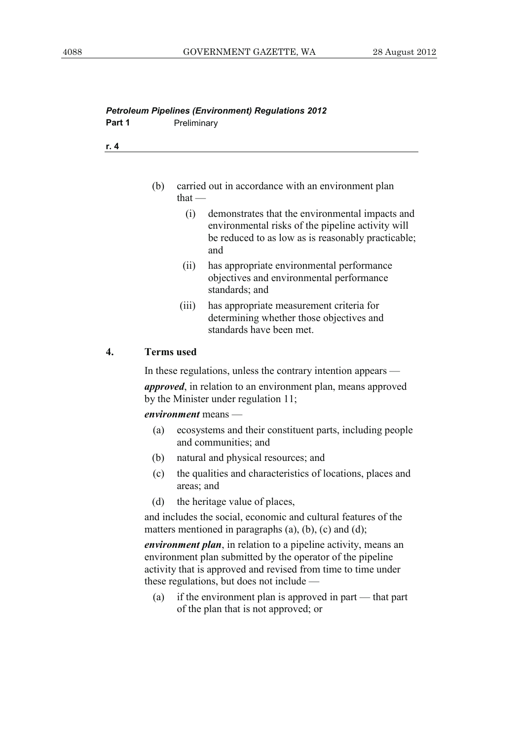(b) carried out in accordance with an environment plan that —

   (i) demonstrates that the environmental impacts and environmental risks of the pipeline activity will be reduced to as low as is reasonably practicable; and

   (ii) has appropriate environmental performance objectives and environmental performance standards; and

   (iii) has appropriate measurement criteria for determining whether those objectives and standards have been met.

## 4. Terms used

In these regulations, unless the contrary intention appears —

***approved***, in relation to an environment plan, means approved by the Minister under regulation 11;

***environment*** means —

(a) ecosystems and their constituent parts, including people and communities; and

(b) natural and physical resources; and

(c) the qualities and characteristics of locations, places and areas; and

(d) the heritage value of places,

and includes the social, economic and cultural features of the matters mentioned in paragraphs (a), (b), (c) and (d);

***environment plan***, in relation to a pipeline activity, means an environment plan submitted by the operator of the pipeline activity that is approved and revised from time to time under these regulations, but does not include —

(a) if the environment plan is approved in part — that part of the plan that is not approved; or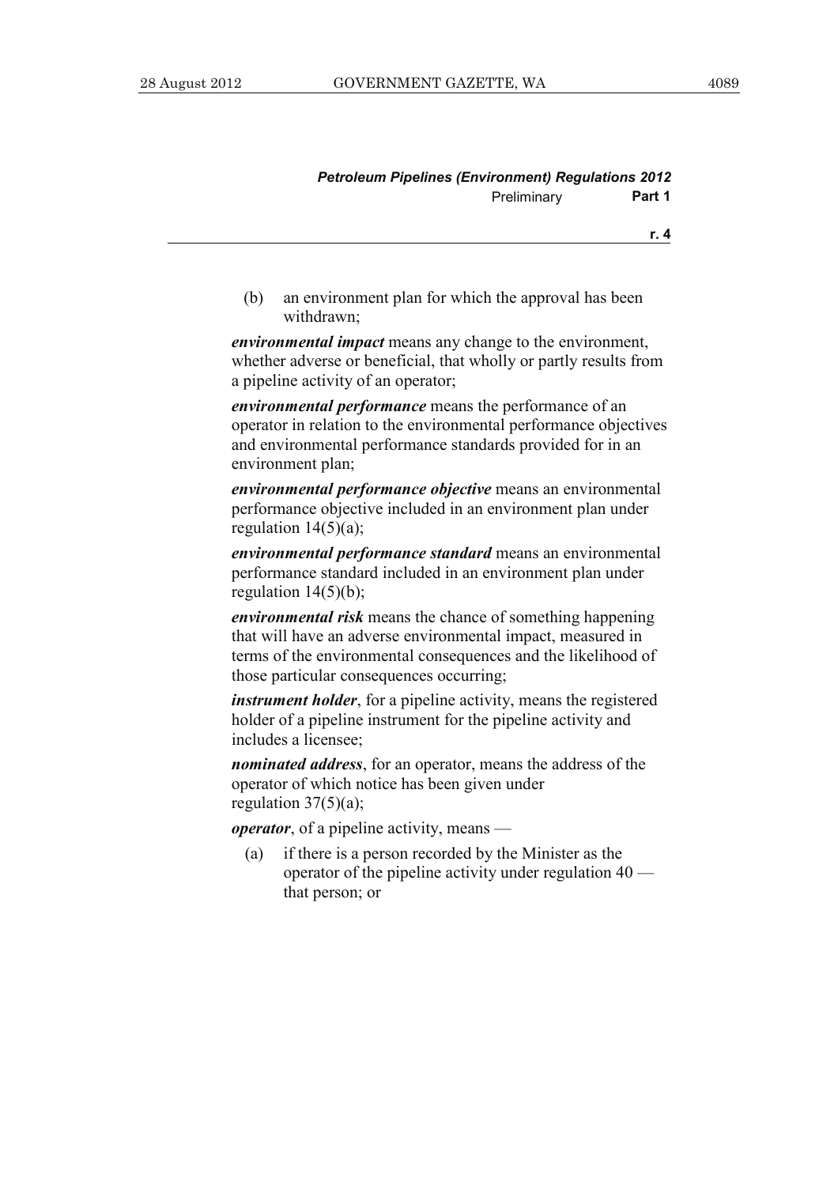(b) an environment plan for which the approval has been withdrawn;

***environmental impact*** means any change to the environment, whether adverse or beneficial, that wholly or partly results from a pipeline activity of an operator;

***environmental performance*** means the performance of an operator in relation to the environmental performance objectives and environmental performance standards provided for in an environment plan;

***environmental performance objective*** means an environmental performance objective included in an environment plan under regulation 14(5)(a);

***environmental performance standard*** means an environmental performance standard included in an environment plan under regulation 14(5)(b);

***environmental risk*** means the chance of something happening that will have an adverse environmental impact, measured in terms of the environmental consequences and the likelihood of those particular consequences occurring;

***instrument holder***, for a pipeline activity, means the registered holder of a pipeline instrument for the pipeline activity and includes a licensee;

***nominated address***, for an operator, means the address of the operator of which notice has been given under regulation 37(5)(a);

***operator***, of a pipeline activity, means —

(a) if there is a person recorded by the Minister as the operator of the pipeline activity under regulation 40 — that person; or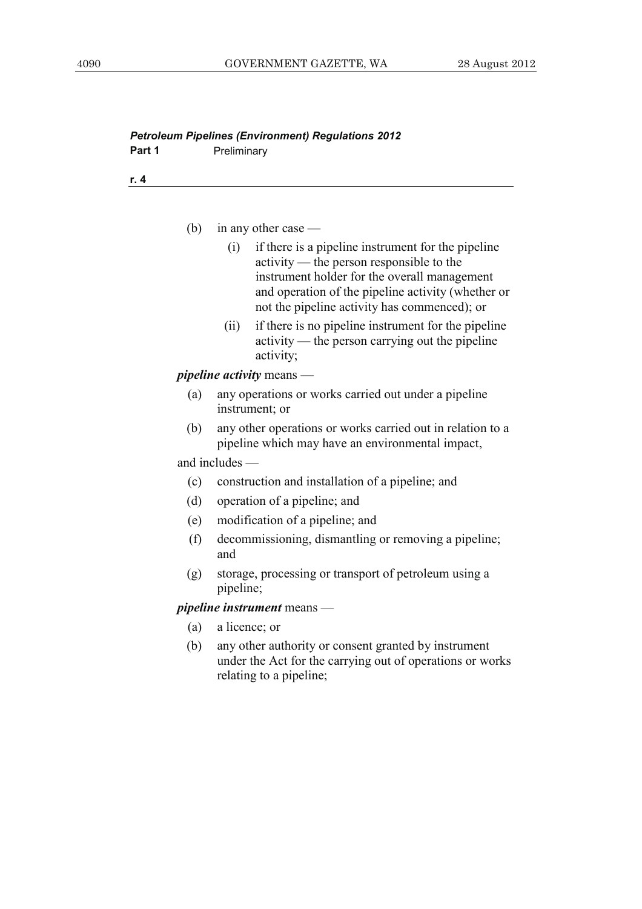(b) in any other case —

  (i) if there is a pipeline instrument for the pipeline activity — the person responsible to the instrument holder for the overall management and operation of the pipeline activity (whether or not the pipeline activity has commenced); or

  (ii) if there is no pipeline instrument for the pipeline activity — the person carrying out the pipeline activity;

***pipeline activity*** means —

(a) any operations or works carried out under a pipeline instrument; or

(b) any other operations or works carried out in relation to a pipeline which may have an environmental impact,

and includes —

(c) construction and installation of a pipeline; and

(d) operation of a pipeline; and

(e) modification of a pipeline; and

(f) decommissioning, dismantling or removing a pipeline; and

(g) storage, processing or transport of petroleum using a pipeline;

***pipeline instrument*** means —

(a) a licence; or

(b) any other authority or consent granted by instrument under the Act for the carrying out of operations or works relating to a pipeline;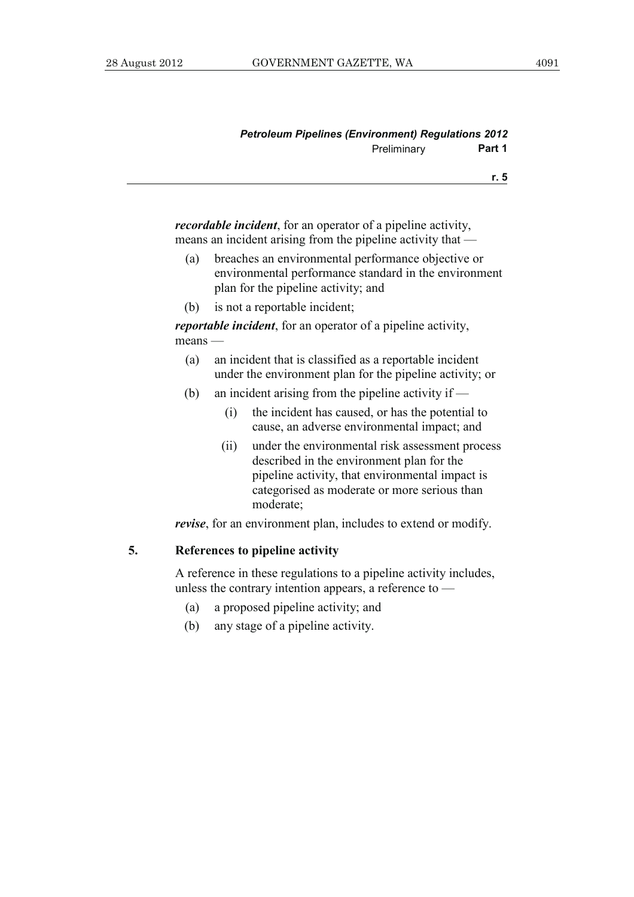***recordable incident***, for an operator of a pipeline activity, means an incident arising from the pipeline activity that —

(a) breaches an environmental performance objective or environmental performance standard in the environment plan for the pipeline activity; and

(b) is not a reportable incident;

***reportable incident***, for an operator of a pipeline activity, means —

(a) an incident that is classified as a reportable incident under the environment plan for the pipeline activity; or

(b) an incident arising from the pipeline activity if —

  (i) the incident has caused, or has the potential to cause, an adverse environmental impact; and

  (ii) under the environmental risk assessment process described in the environment plan for the pipeline activity, that environmental impact is categorised as moderate or more serious than moderate;

***revise***, for an environment plan, includes to extend or modify.

**5. References to pipeline activity**

A reference in these regulations to a pipeline activity includes, unless the contrary intention appears, a reference to —

(a) a proposed pipeline activity; and

(b) any stage of a pipeline activity.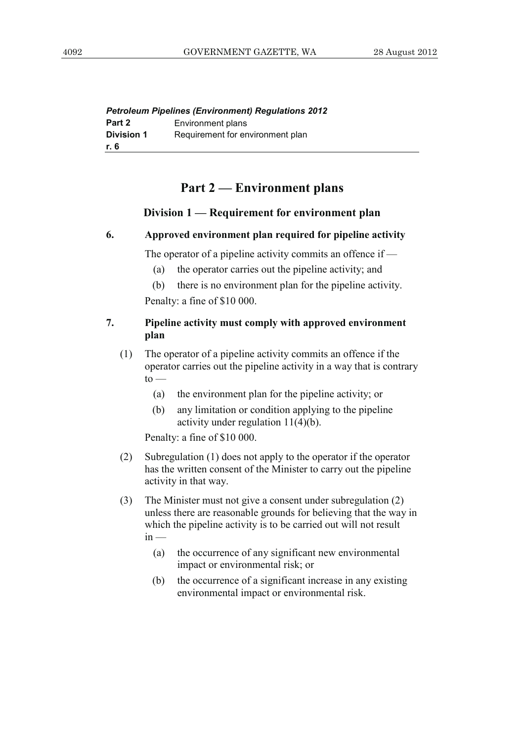## Part 2 — Environment plans

### Division 1 — Requirement for environment plan

**6. Approved environment plan required for pipeline activity**

The operator of a pipeline activity commits an offence if —

(a) the operator carries out the pipeline activity; and

(b) there is no environment plan for the pipeline activity.

Penalty: a fine of $10 000.

**7. Pipeline activity must comply with approved environment plan**

(1) The operator of a pipeline activity commits an offence if the operator carries out the pipeline activity in a way that is contrary to —

(a) the environment plan for the pipeline activity; or

(b) any limitation or condition applying to the pipeline activity under regulation 11(4)(b).

Penalty: a fine of $10 000.

(2) Subregulation (1) does not apply to the operator if the operator has the written consent of the Minister to carry out the pipeline activity in that way.

(3) The Minister must not give a consent under subregulation (2) unless there are reasonable grounds for believing that the way in which the pipeline activity is to be carried out will not result in —

(a) the occurrence of any significant new environmental impact or environmental risk; or

(b) the occurrence of a significant increase in any existing environmental impact or environmental risk.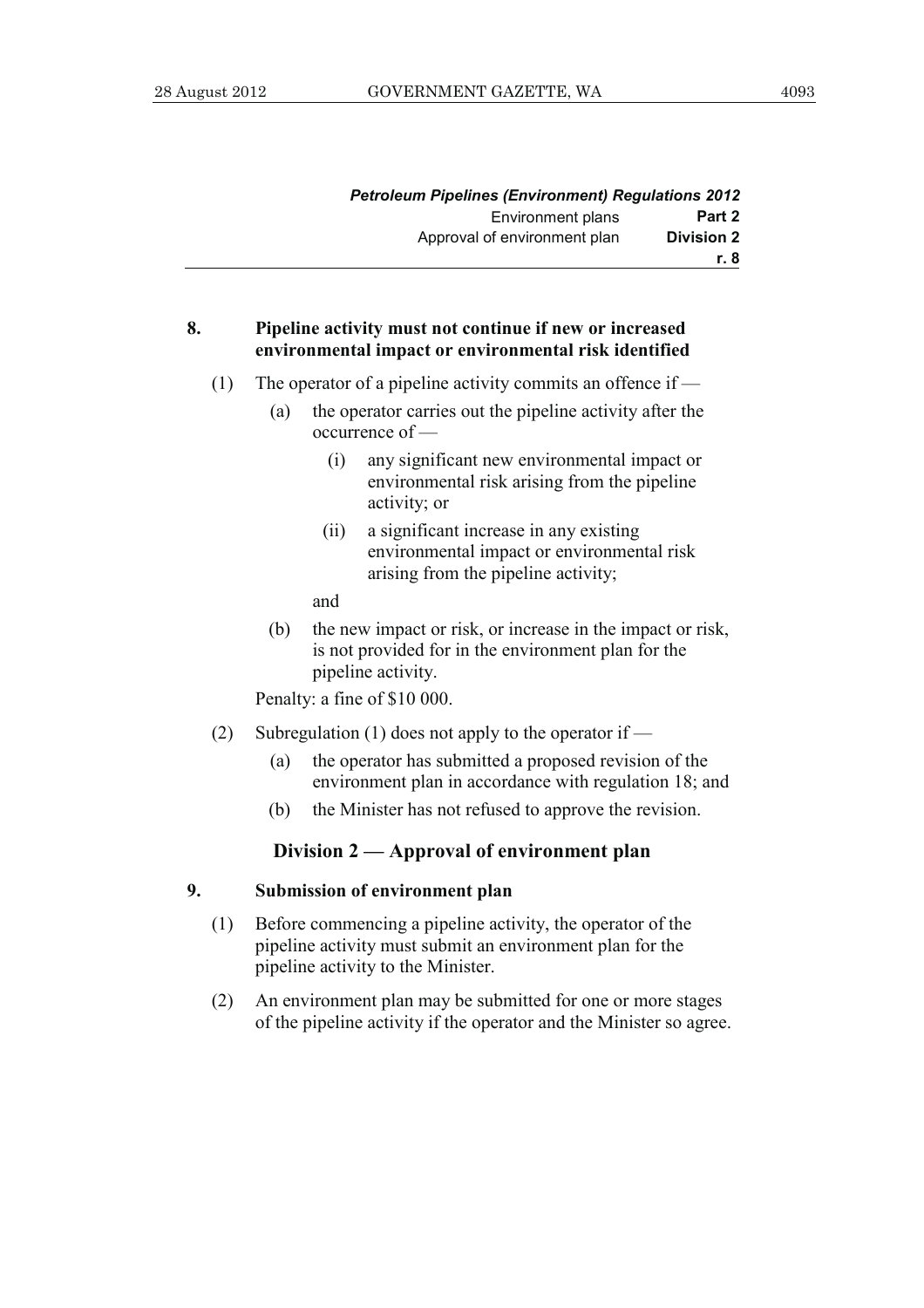**8. Pipeline activity must not continue if new or increased environmental impact or environmental risk identified**

(1) The operator of a pipeline activity commits an offence if —

(a) the operator carries out the pipeline activity after the occurrence of —

(i) any significant new environmental impact or environmental risk arising from the pipeline activity; or

(ii) a significant increase in any existing environmental impact or environmental risk arising from the pipeline activity;

and

(b) the new impact or risk, or increase in the impact or risk, is not provided for in the environment plan for the pipeline activity.

Penalty: a fine of $10 000.

(2) Subregulation (1) does not apply to the operator if —

(a) the operator has submitted a proposed revision of the environment plan in accordance with regulation 18; and

(b) the Minister has not refused to approve the revision.

## Division 2 — Approval of environment plan

**9. Submission of environment plan**

(1) Before commencing a pipeline activity, the operator of the pipeline activity must submit an environment plan for the pipeline activity to the Minister.

(2) An environment plan may be submitted for one or more stages of the pipeline activity if the operator and the Minister so agree.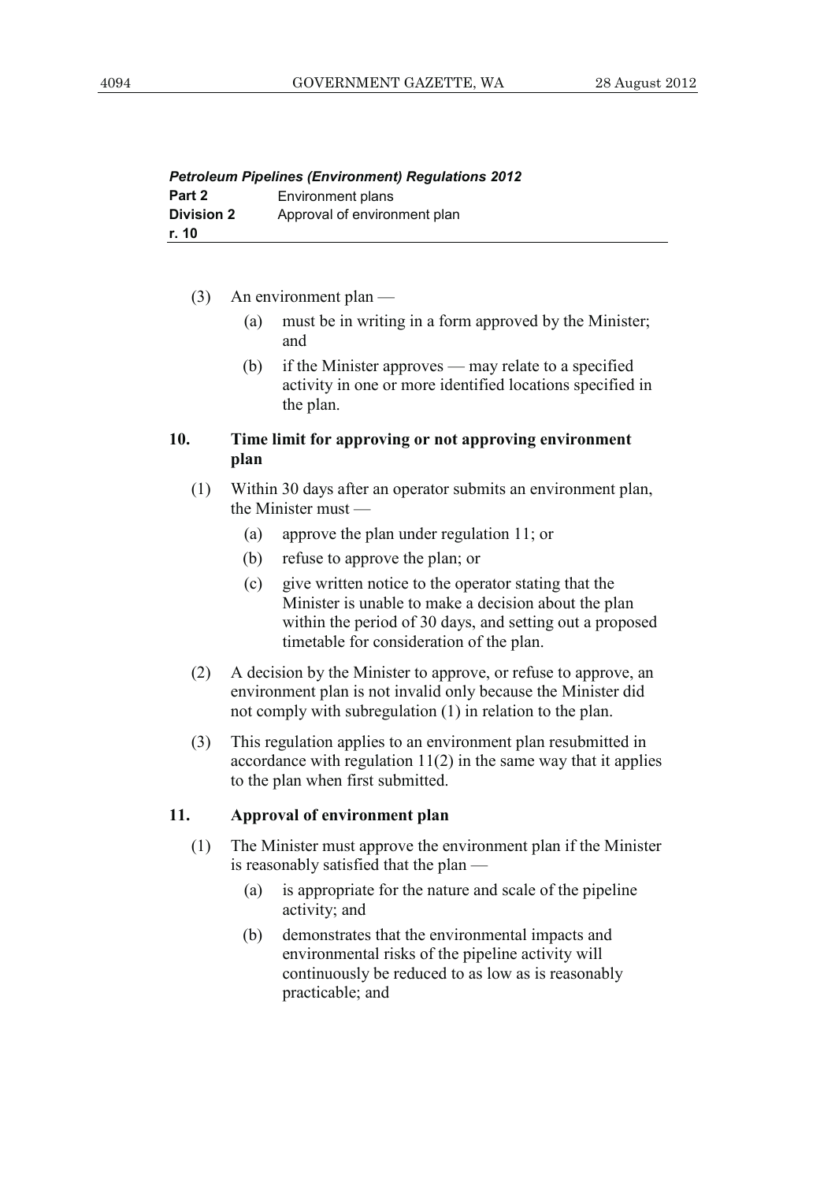(3) An environment plan —

  (a) must be in writing in a form approved by the Minister; and

  (b) if the Minister approves — may relate to a specified activity in one or more identified locations specified in the plan.

## 10. Time limit for approving or not approving environment plan

(1) Within 30 days after an operator submits an environment plan, the Minister must —

  (a) approve the plan under regulation 11; or

  (b) refuse to approve the plan; or

  (c) give written notice to the operator stating that the Minister is unable to make a decision about the plan within the period of 30 days, and setting out a proposed timetable for consideration of the plan.

(2) A decision by the Minister to approve, or refuse to approve, an environment plan is not invalid only because the Minister did not comply with subregulation (1) in relation to the plan.

(3) This regulation applies to an environment plan resubmitted in accordance with regulation 11(2) in the same way that it applies to the plan when first submitted.

## 11. Approval of environment plan

(1) The Minister must approve the environment plan if the Minister is reasonably satisfied that the plan —

  (a) is appropriate for the nature and scale of the pipeline activity; and

  (b) demonstrates that the environmental impacts and environmental risks of the pipeline activity will continuously be reduced to as low as is reasonably practicable; and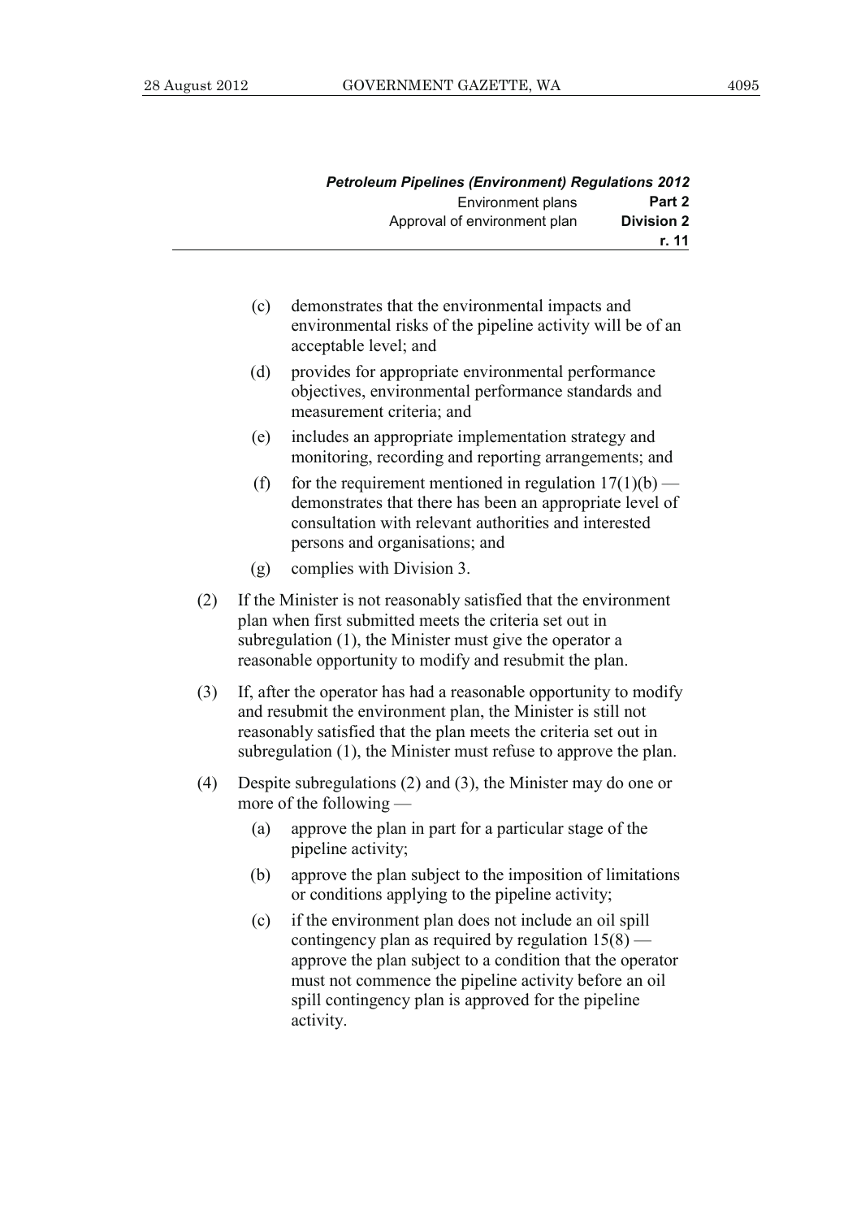(c) demonstrates that the environmental impacts and environmental risks of the pipeline activity will be of an acceptable level; and

(d) provides for appropriate environmental performance objectives, environmental performance standards and measurement criteria; and

(e) includes an appropriate implementation strategy and monitoring, recording and reporting arrangements; and

(f) for the requirement mentioned in regulation 17(1)(b) — demonstrates that there has been an appropriate level of consultation with relevant authorities and interested persons and organisations; and

(g) complies with Division 3.

(2) If the Minister is not reasonably satisfied that the environment plan when first submitted meets the criteria set out in subregulation (1), the Minister must give the operator a reasonable opportunity to modify and resubmit the plan.

(3) If, after the operator has had a reasonable opportunity to modify and resubmit the environment plan, the Minister is still not reasonably satisfied that the plan meets the criteria set out in subregulation (1), the Minister must refuse to approve the plan.

(4) Despite subregulations (2) and (3), the Minister may do one or more of the following —

(a) approve the plan in part for a particular stage of the pipeline activity;

(b) approve the plan subject to the imposition of limitations or conditions applying to the pipeline activity;

(c) if the environment plan does not include an oil spill contingency plan as required by regulation 15(8) — approve the plan subject to a condition that the operator must not commence the pipeline activity before an oil spill contingency plan is approved for the pipeline activity.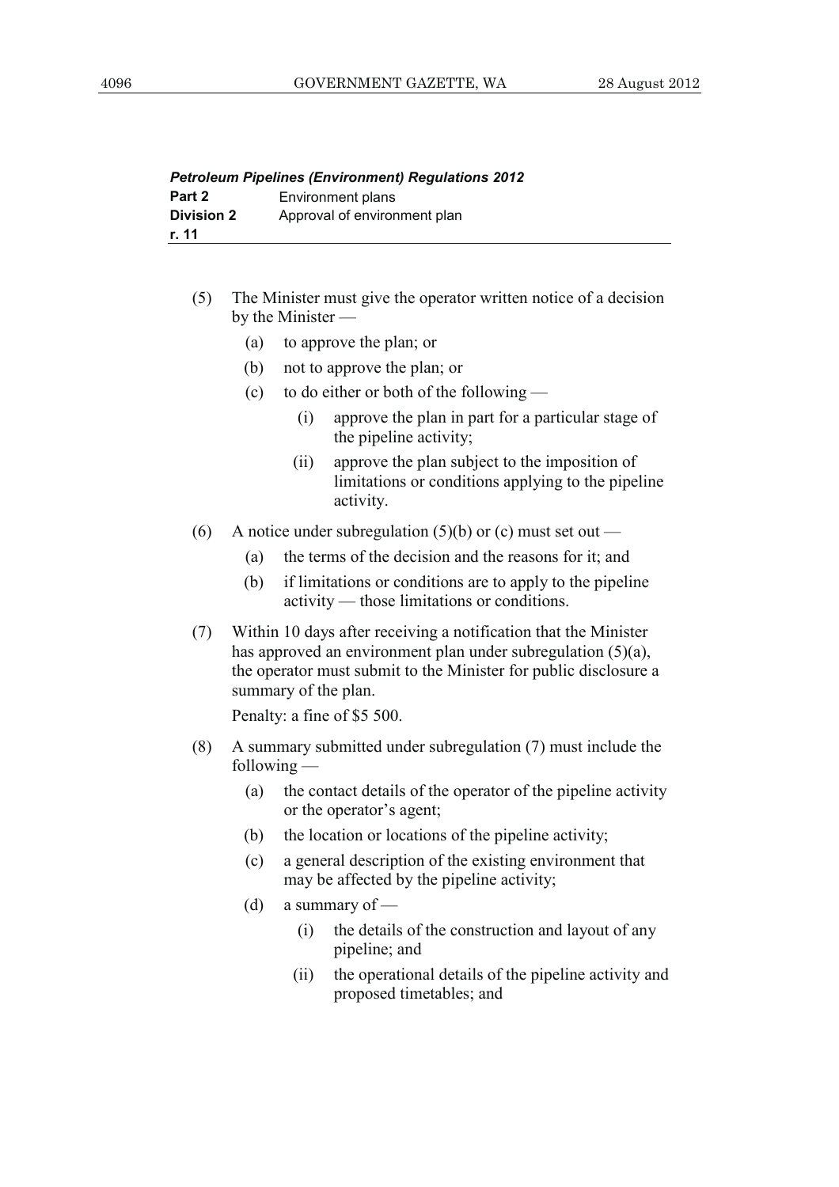(5) The Minister must give the operator written notice of a decision by the Minister —

- (a) to approve the plan; or
- (b) not to approve the plan; or
- (c) to do either or both of the following —
  - (i) approve the plan in part for a particular stage of the pipeline activity;
  - (ii) approve the plan subject to the imposition of limitations or conditions applying to the pipeline activity.

(6) A notice under subregulation (5)(b) or (c) must set out —

- (a) the terms of the decision and the reasons for it; and
- (b) if limitations or conditions are to apply to the pipeline activity — those limitations or conditions.

(7) Within 10 days after receiving a notification that the Minister has approved an environment plan under subregulation (5)(a), the operator must submit to the Minister for public disclosure a summary of the plan.

Penalty: a fine of $5 500.

(8) A summary submitted under subregulation (7) must include the following —

- (a) the contact details of the operator of the pipeline activity or the operator's agent;
- (b) the location or locations of the pipeline activity;
- (c) a general description of the existing environment that may be affected by the pipeline activity;
- (d) a summary of —
  - (i) the details of the construction and layout of any pipeline; and
  - (ii) the operational details of the pipeline activity and proposed timetables; and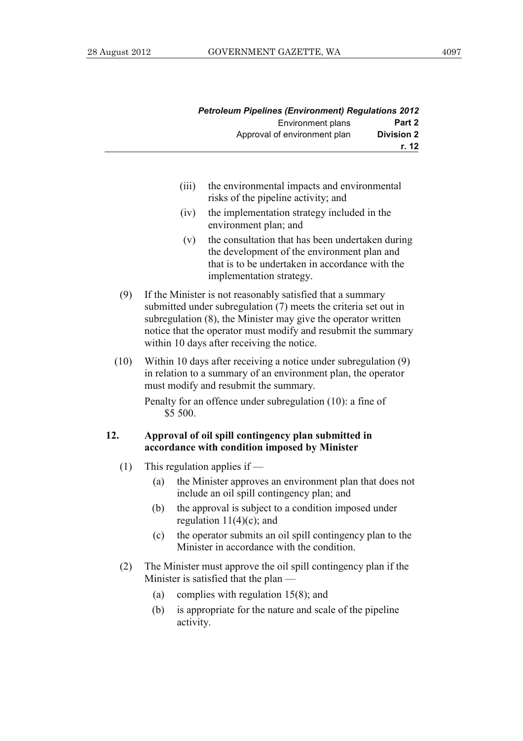(iii) the environmental impacts and environmental risks of the pipeline activity; and

(iv) the implementation strategy included in the environment plan; and

(v) the consultation that has been undertaken during the development of the environment plan and that is to be undertaken in accordance with the implementation strategy.

(9) If the Minister is not reasonably satisfied that a summary submitted under subregulation (7) meets the criteria set out in subregulation (8), the Minister may give the operator written notice that the operator must modify and resubmit the summary within 10 days after receiving the notice.

(10) Within 10 days after receiving a notice under subregulation (9) in relation to a summary of an environment plan, the operator must modify and resubmit the summary.

Penalty for an offence under subregulation (10): a fine of $5 500.

**12. Approval of oil spill contingency plan submitted in accordance with condition imposed by Minister**

(1) This regulation applies if —

(a) the Minister approves an environment plan that does not include an oil spill contingency plan; and

(b) the approval is subject to a condition imposed under regulation 11(4)(c); and

(c) the operator submits an oil spill contingency plan to the Minister in accordance with the condition.

(2) The Minister must approve the oil spill contingency plan if the Minister is satisfied that the plan —

(a) complies with regulation 15(8); and

(b) is appropriate for the nature and scale of the pipeline activity.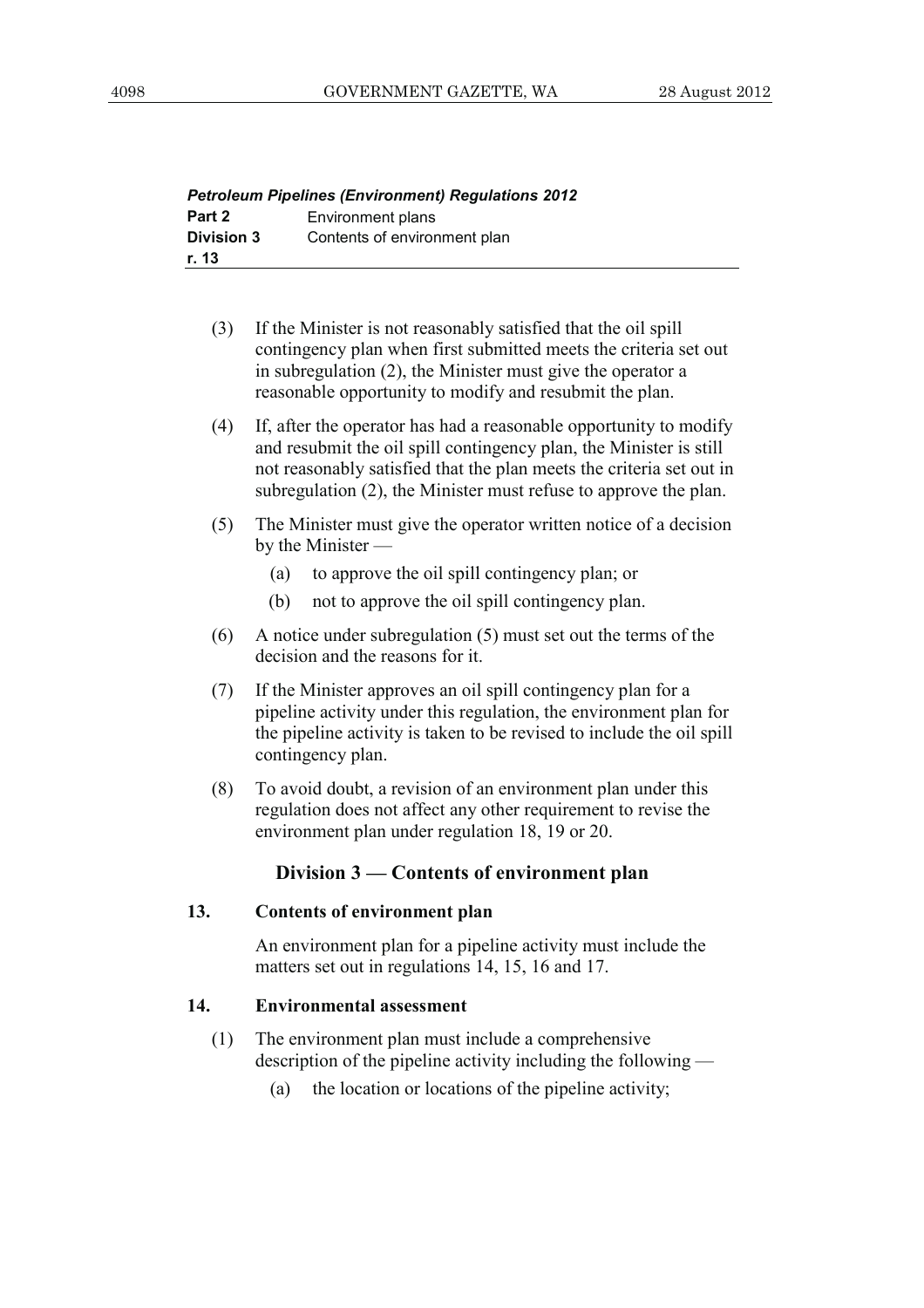(3) If the Minister is not reasonably satisfied that the oil spill contingency plan when first submitted meets the criteria set out in subregulation (2), the Minister must give the operator a reasonable opportunity to modify and resubmit the plan.

(4) If, after the operator has had a reasonable opportunity to modify and resubmit the oil spill contingency plan, the Minister is still not reasonably satisfied that the plan meets the criteria set out in subregulation (2), the Minister must refuse to approve the plan.

(5) The Minister must give the operator written notice of a decision by the Minister —

(a) to approve the oil spill contingency plan; or

(b) not to approve the oil spill contingency plan.

(6) A notice under subregulation (5) must set out the terms of the decision and the reasons for it.

(7) If the Minister approves an oil spill contingency plan for a pipeline activity under this regulation, the environment plan for the pipeline activity is taken to be revised to include the oil spill contingency plan.

(8) To avoid doubt, a revision of an environment plan under this regulation does not affect any other requirement to revise the environment plan under regulation 18, 19 or 20.

## Division 3 — Contents of environment plan

### 13. Contents of environment plan

An environment plan for a pipeline activity must include the matters set out in regulations 14, 15, 16 and 17.

### 14. Environmental assessment

(1) The environment plan must include a comprehensive description of the pipeline activity including the following —

(a) the location or locations of the pipeline activity;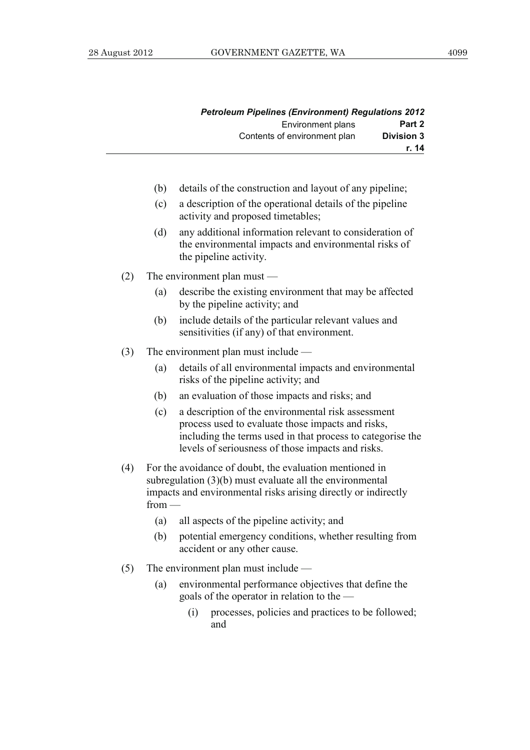(b) details of the construction and layout of any pipeline;

(c) a description of the operational details of the pipeline activity and proposed timetables;

(d) any additional information relevant to consideration of the environmental impacts and environmental risks of the pipeline activity.

(2) The environment plan must —

(a) describe the existing environment that may be affected by the pipeline activity; and

(b) include details of the particular relevant values and sensitivities (if any) of that environment.

(3) The environment plan must include —

(a) details of all environmental impacts and environmental risks of the pipeline activity; and

(b) an evaluation of those impacts and risks; and

(c) a description of the environmental risk assessment process used to evaluate those impacts and risks, including the terms used in that process to categorise the levels of seriousness of those impacts and risks.

(4) For the avoidance of doubt, the evaluation mentioned in subregulation (3)(b) must evaluate all the environmental impacts and environmental risks arising directly or indirectly from —

(a) all aspects of the pipeline activity; and

(b) potential emergency conditions, whether resulting from accident or any other cause.

(5) The environment plan must include —

(a) environmental performance objectives that define the goals of the operator in relation to the —

(i) processes, policies and practices to be followed; and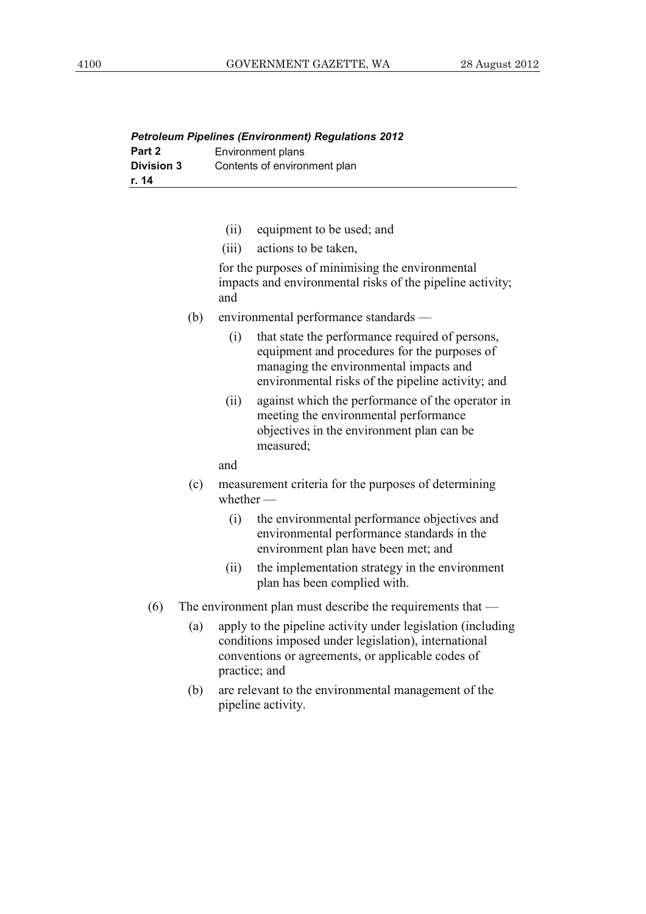(ii) equipment to be used; and

(iii) actions to be taken,

for the purposes of minimising the environmental impacts and environmental risks of the pipeline activity; and

(b) environmental performance standards —

(i) that state the performance required of persons, equipment and procedures for the purposes of managing the environmental impacts and environmental risks of the pipeline activity; and

(ii) against which the performance of the operator in meeting the environmental performance objectives in the environment plan can be measured;

and

(c) measurement criteria for the purposes of determining whether —

(i) the environmental performance objectives and environmental performance standards in the environment plan have been met; and

(ii) the implementation strategy in the environment plan has been complied with.

(6) The environment plan must describe the requirements that —

(a) apply to the pipeline activity under legislation (including conditions imposed under legislation), international conventions or agreements, or applicable codes of practice; and

(b) are relevant to the environmental management of the pipeline activity.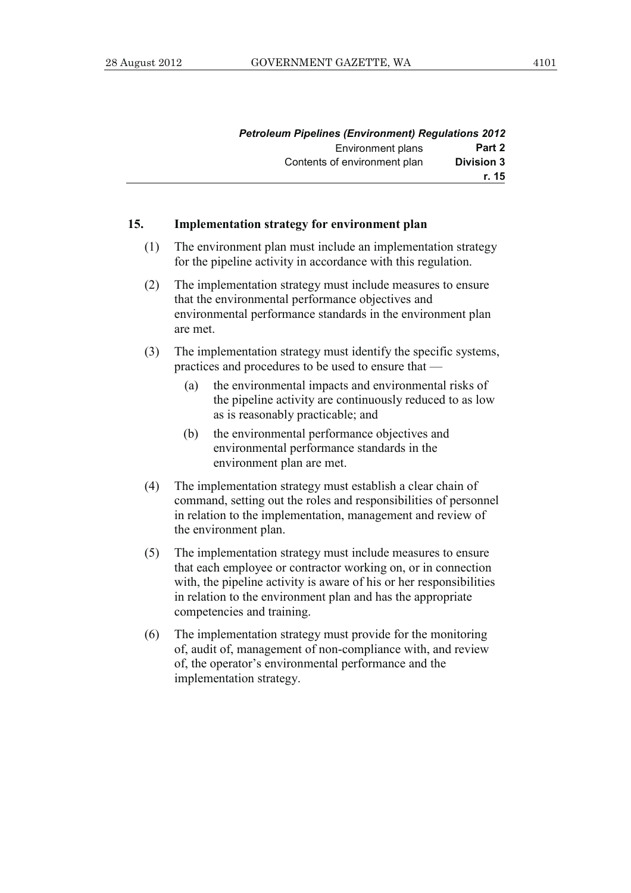### 15. Implementation strategy for environment plan

(1) The environment plan must include an implementation strategy for the pipeline activity in accordance with this regulation.

(2) The implementation strategy must include measures to ensure that the environmental performance objectives and environmental performance standards in the environment plan are met.

(3) The implementation strategy must identify the specific systems, practices and procedures to be used to ensure that —

  (a) the environmental impacts and environmental risks of the pipeline activity are continuously reduced to as low as is reasonably practicable; and

  (b) the environmental performance objectives and environmental performance standards in the environment plan are met.

(4) The implementation strategy must establish a clear chain of command, setting out the roles and responsibilities of personnel in relation to the implementation, management and review of the environment plan.

(5) The implementation strategy must include measures to ensure that each employee or contractor working on, or in connection with, the pipeline activity is aware of his or her responsibilities in relation to the environment plan and has the appropriate competencies and training.

(6) The implementation strategy must provide for the monitoring of, audit of, management of non-compliance with, and review of, the operator's environmental performance and the implementation strategy.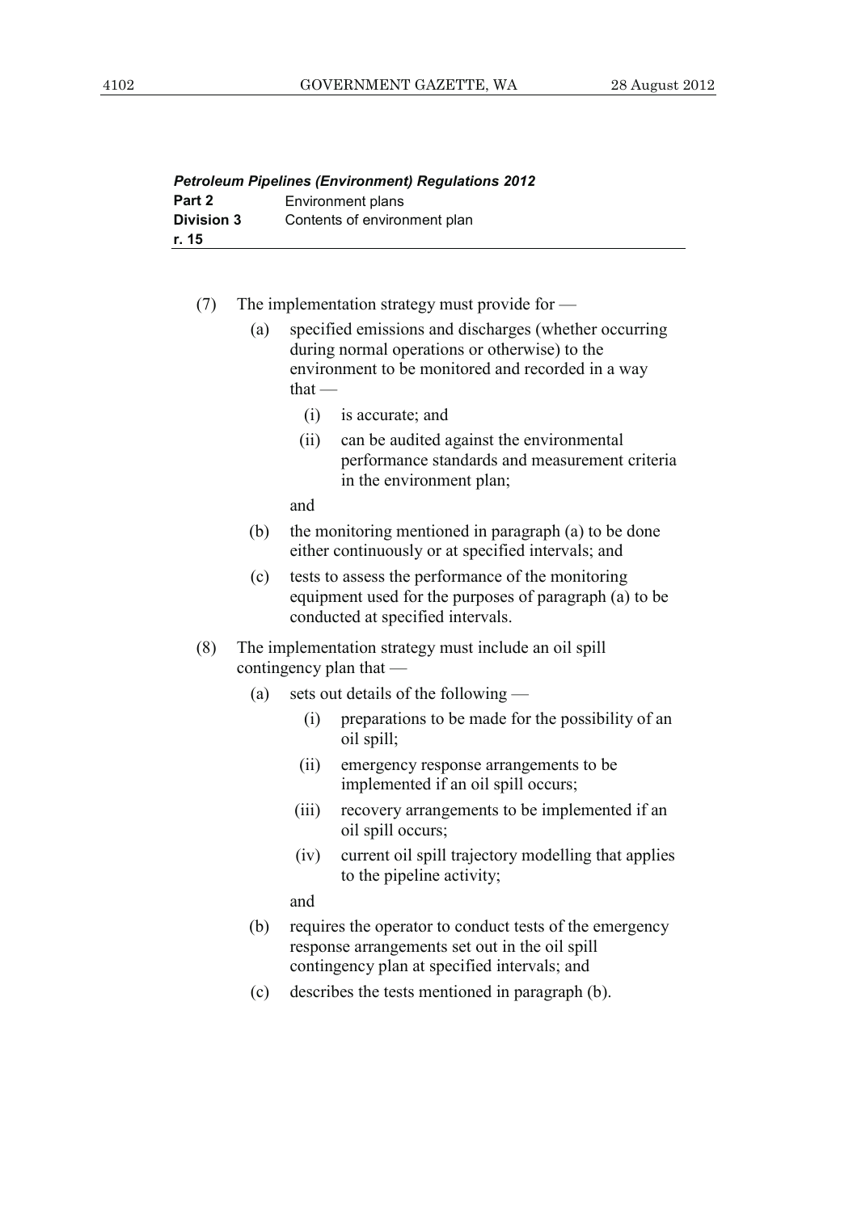(7) The implementation strategy must provide for —

(a) specified emissions and discharges (whether occurring during normal operations or otherwise) to the environment to be monitored and recorded in a way that —

(i) is accurate; and

(ii) can be audited against the environmental performance standards and measurement criteria in the environment plan;

and

(b) the monitoring mentioned in paragraph (a) to be done either continuously or at specified intervals; and

(c) tests to assess the performance of the monitoring equipment used for the purposes of paragraph (a) to be conducted at specified intervals.

(8) The implementation strategy must include an oil spill contingency plan that —

(a) sets out details of the following —

(i) preparations to be made for the possibility of an oil spill;

(ii) emergency response arrangements to be implemented if an oil spill occurs;

(iii) recovery arrangements to be implemented if an oil spill occurs;

(iv) current oil spill trajectory modelling that applies to the pipeline activity;

and

(b) requires the operator to conduct tests of the emergency response arrangements set out in the oil spill contingency plan at specified intervals; and

(c) describes the tests mentioned in paragraph (b).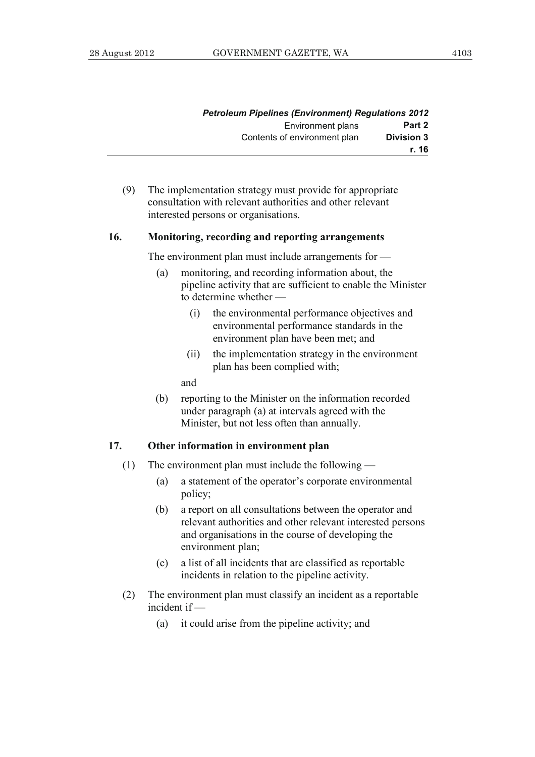(9) The implementation strategy must provide for appropriate consultation with relevant authorities and other relevant interested persons or organisations.

### 16. Monitoring, recording and reporting arrangements

The environment plan must include arrangements for —

(a) monitoring, and recording information about, the pipeline activity that are sufficient to enable the Minister to determine whether —

  (i) the environmental performance objectives and environmental performance standards in the environment plan have been met; and

  (ii) the implementation strategy in the environment plan has been complied with;

and

(b) reporting to the Minister on the information recorded under paragraph (a) at intervals agreed with the Minister, but not less often than annually.

### 17. Other information in environment plan

(1) The environment plan must include the following —

  (a) a statement of the operator's corporate environmental policy;

  (b) a report on all consultations between the operator and relevant authorities and other relevant interested persons and organisations in the course of developing the environment plan;

  (c) a list of all incidents that are classified as reportable incidents in relation to the pipeline activity.

(2) The environment plan must classify an incident as a reportable incident if —

  (a) it could arise from the pipeline activity; and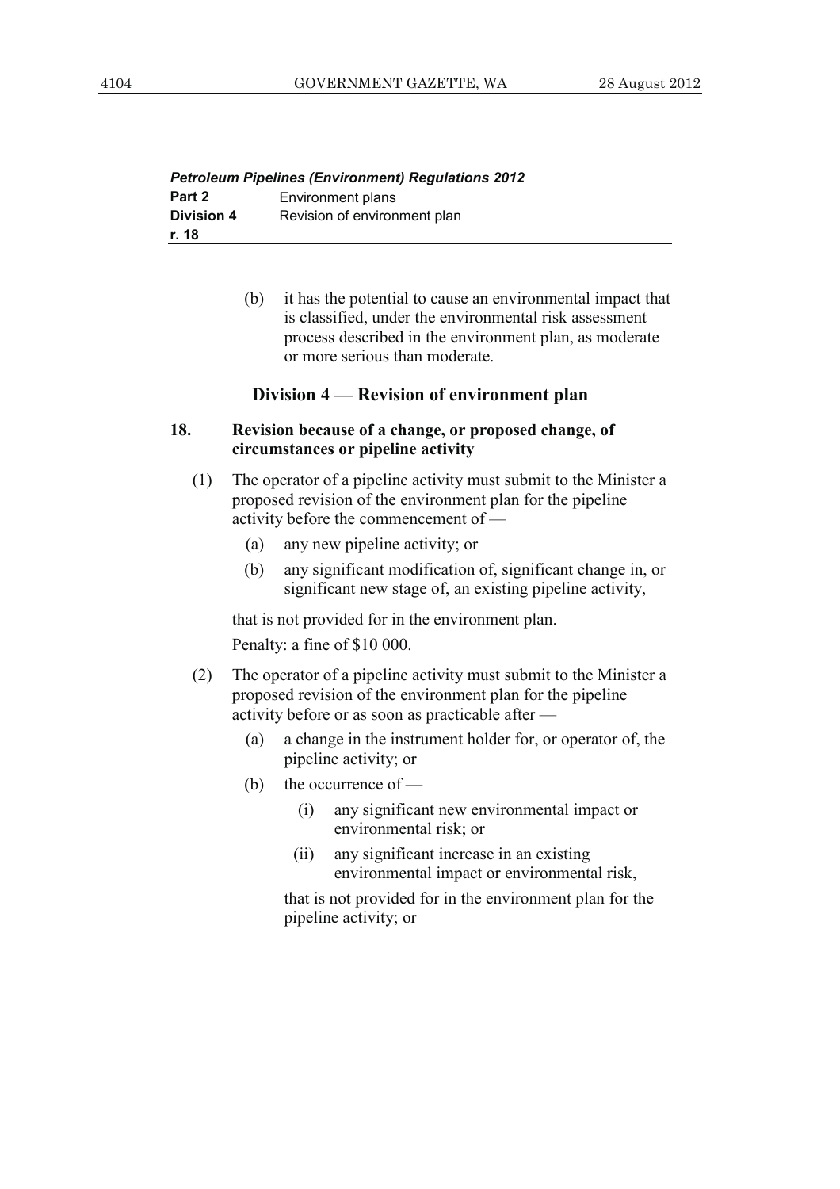(b) it has the potential to cause an environmental impact that is classified, under the environmental risk assessment process described in the environment plan, as moderate or more serious than moderate.

## Division 4 — Revision of environment plan

### 18. Revision because of a change, or proposed change, of circumstances or pipeline activity

(1) The operator of a pipeline activity must submit to the Minister a proposed revision of the environment plan for the pipeline activity before the commencement of —

(a) any new pipeline activity; or

(b) any significant modification of, significant change in, or significant new stage of, an existing pipeline activity,

that is not provided for in the environment plan.

Penalty: a fine of $10 000.

(2) The operator of a pipeline activity must submit to the Minister a proposed revision of the environment plan for the pipeline activity before or as soon as practicable after —

(a) a change in the instrument holder for, or operator of, the pipeline activity; or

(b) the occurrence of —

(i) any significant new environmental impact or environmental risk; or

(ii) any significant increase in an existing environmental impact or environmental risk,

that is not provided for in the environment plan for the pipeline activity; or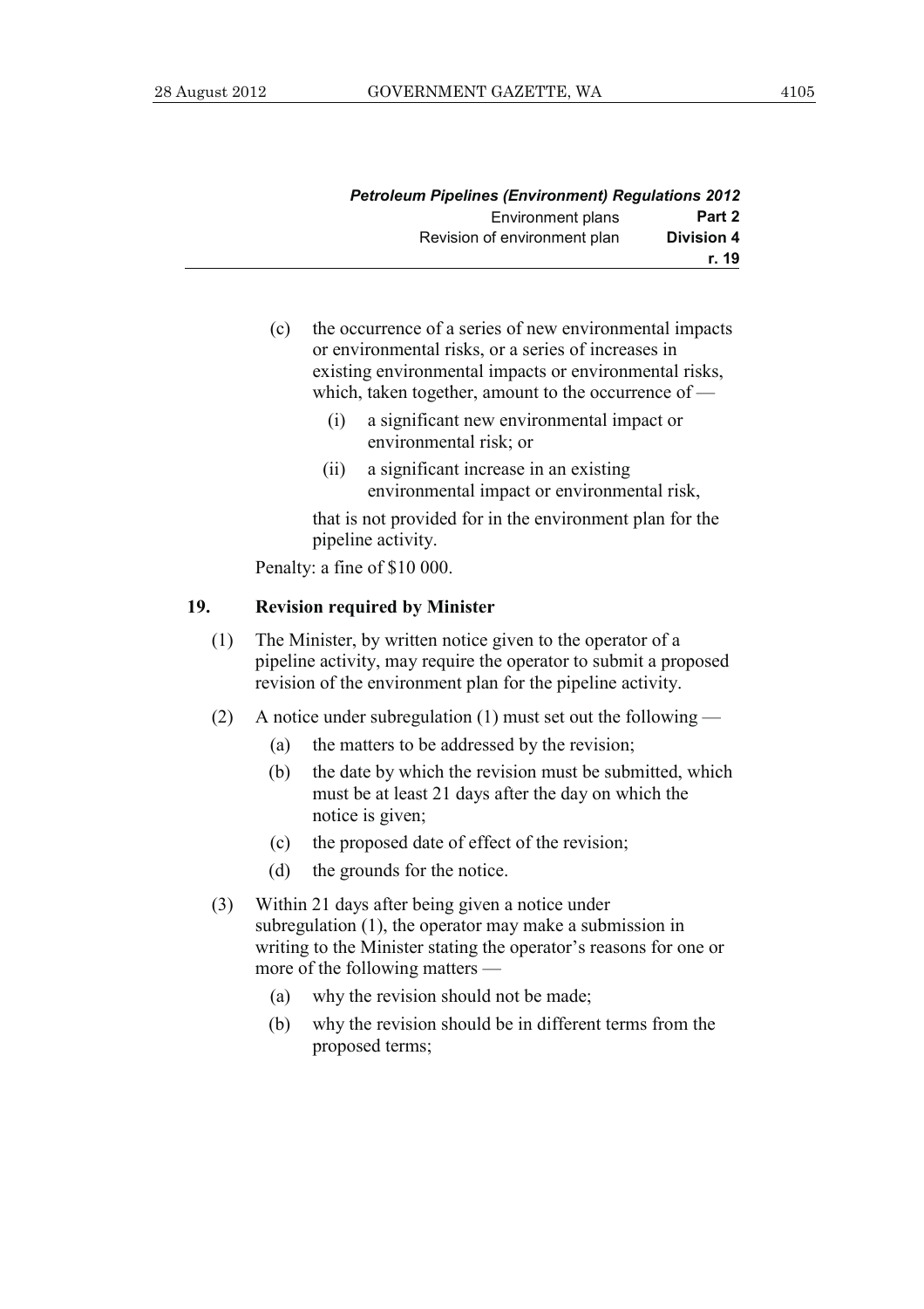(c) the occurrence of a series of new environmental impacts or environmental risks, or a series of increases in existing environmental impacts or environmental risks, which, taken together, amount to the occurrence of —

  (i) a significant new environmental impact or environmental risk; or

  (ii) a significant increase in an existing environmental impact or environmental risk,

that is not provided for in the environment plan for the pipeline activity.

Penalty: a fine of $10 000.

**19. Revision required by Minister**

(1) The Minister, by written notice given to the operator of a pipeline activity, may require the operator to submit a proposed revision of the environment plan for the pipeline activity.

(2) A notice under subregulation (1) must set out the following —

  (a) the matters to be addressed by the revision;

  (b) the date by which the revision must be submitted, which must be at least 21 days after the day on which the notice is given;

  (c) the proposed date of effect of the revision;

  (d) the grounds for the notice.

(3) Within 21 days after being given a notice under subregulation (1), the operator may make a submission in writing to the Minister stating the operator's reasons for one or more of the following matters —

  (a) why the revision should not be made;

  (b) why the revision should be in different terms from the proposed terms;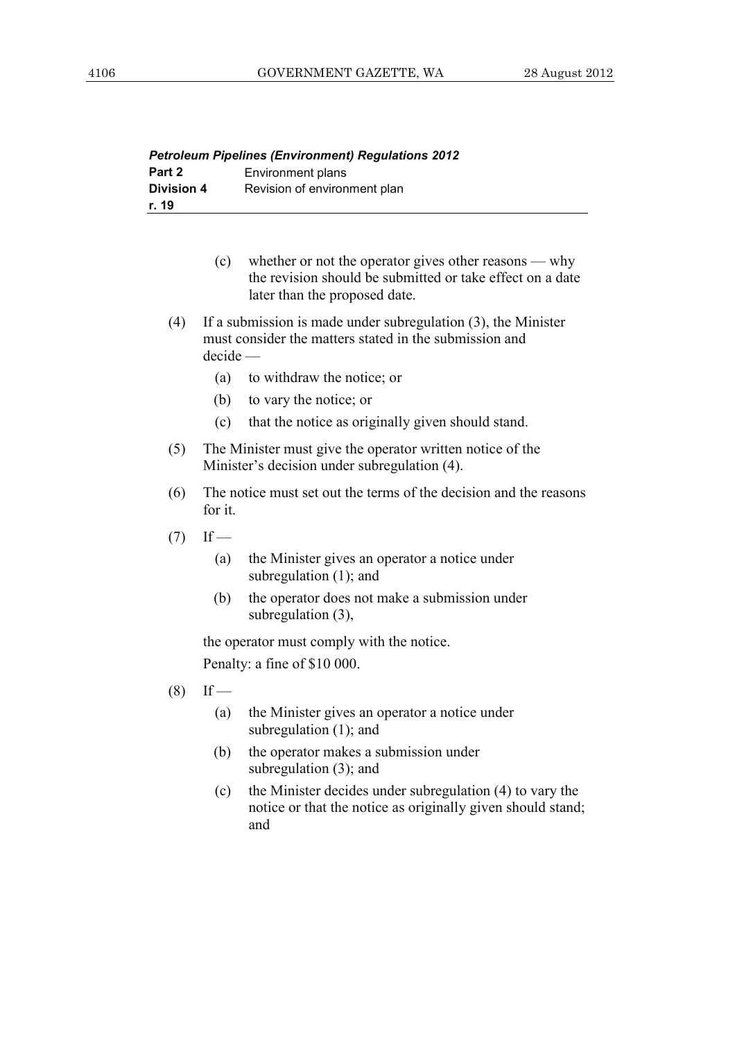(c) whether or not the operator gives other reasons — why the revision should be submitted or take effect on a date later than the proposed date.

(4) If a submission is made under subregulation (3), the Minister must consider the matters stated in the submission and decide —

  (a) to withdraw the notice; or

  (b) to vary the notice; or

  (c) that the notice as originally given should stand.

(5) The Minister must give the operator written notice of the Minister's decision under subregulation (4).

(6) The notice must set out the terms of the decision and the reasons for it.

(7) If —

  (a) the Minister gives an operator a notice under subregulation (1); and

  (b) the operator does not make a submission under subregulation (3),

the operator must comply with the notice.

Penalty: a fine of $10 000.

(8) If —

  (a) the Minister gives an operator a notice under subregulation (1); and

  (b) the operator makes a submission under subregulation (3); and

  (c) the Minister decides under subregulation (4) to vary the notice or that the notice as originally given should stand; and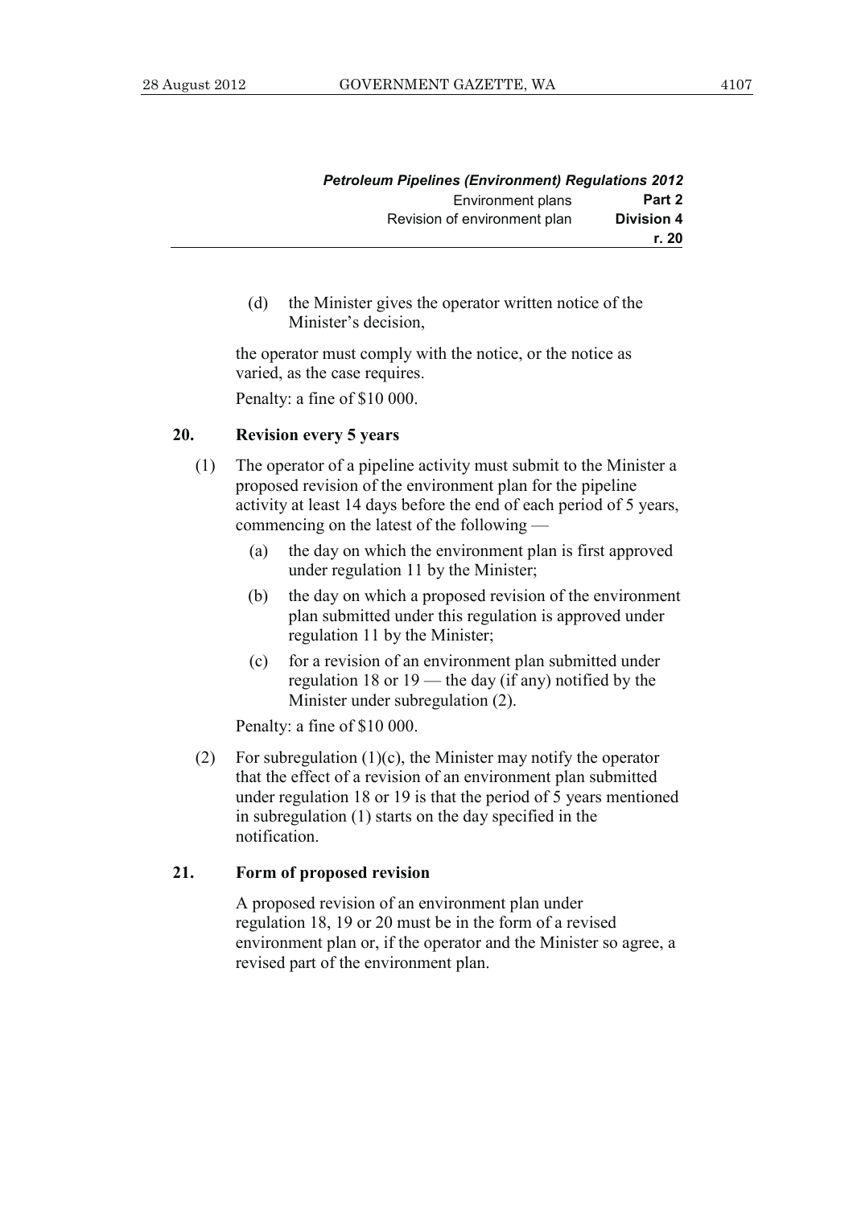(d) the Minister gives the operator written notice of the Minister's decision,

the operator must comply with the notice, or the notice as varied, as the case requires.

Penalty: a fine of $10 000.

### 20. Revision every 5 years

(1) The operator of a pipeline activity must submit to the Minister a proposed revision of the environment plan for the pipeline activity at least 14 days before the end of each period of 5 years, commencing on the latest of the following —

(a) the day on which the environment plan is first approved under regulation 11 by the Minister;

(b) the day on which a proposed revision of the environment plan submitted under this regulation is approved under regulation 11 by the Minister;

(c) for a revision of an environment plan submitted under regulation 18 or 19 — the day (if any) notified by the Minister under subregulation (2).

Penalty: a fine of $10 000.

(2) For subregulation (1)(c), the Minister may notify the operator that the effect of a revision of an environment plan submitted under regulation 18 or 19 is that the period of 5 years mentioned in subregulation (1) starts on the day specified in the notification.

### 21. Form of proposed revision

A proposed revision of an environment plan under regulation 18, 19 or 20 must be in the form of a revised environment plan or, if the operator and the Minister so agree, a revised part of the environment plan.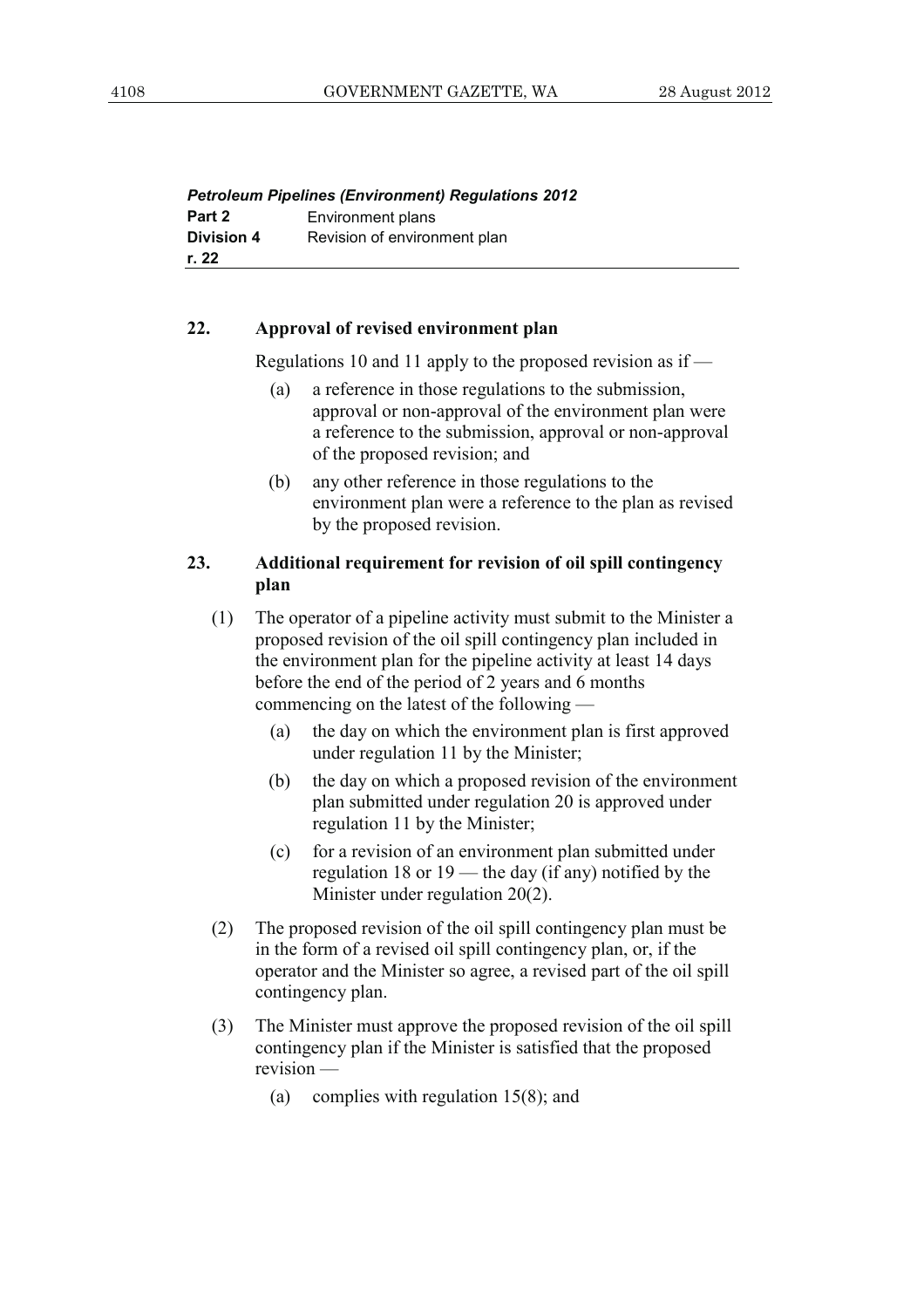**22. Approval of revised environment plan**

Regulations 10 and 11 apply to the proposed revision as if —

(a) a reference in those regulations to the submission, approval or non-approval of the environment plan were a reference to the submission, approval or non-approval of the proposed revision; and

(b) any other reference in those regulations to the environment plan were a reference to the plan as revised by the proposed revision.

**23. Additional requirement for revision of oil spill contingency plan**

(1) The operator of a pipeline activity must submit to the Minister a proposed revision of the oil spill contingency plan included in the environment plan for the pipeline activity at least 14 days before the end of the period of 2 years and 6 months commencing on the latest of the following —

(a) the day on which the environment plan is first approved under regulation 11 by the Minister;

(b) the day on which a proposed revision of the environment plan submitted under regulation 20 is approved under regulation 11 by the Minister;

(c) for a revision of an environment plan submitted under regulation 18 or 19 — the day (if any) notified by the Minister under regulation 20(2).

(2) The proposed revision of the oil spill contingency plan must be in the form of a revised oil spill contingency plan, or, if the operator and the Minister so agree, a revised part of the oil spill contingency plan.

(3) The Minister must approve the proposed revision of the oil spill contingency plan if the Minister is satisfied that the proposed revision —

(a) complies with regulation 15(8); and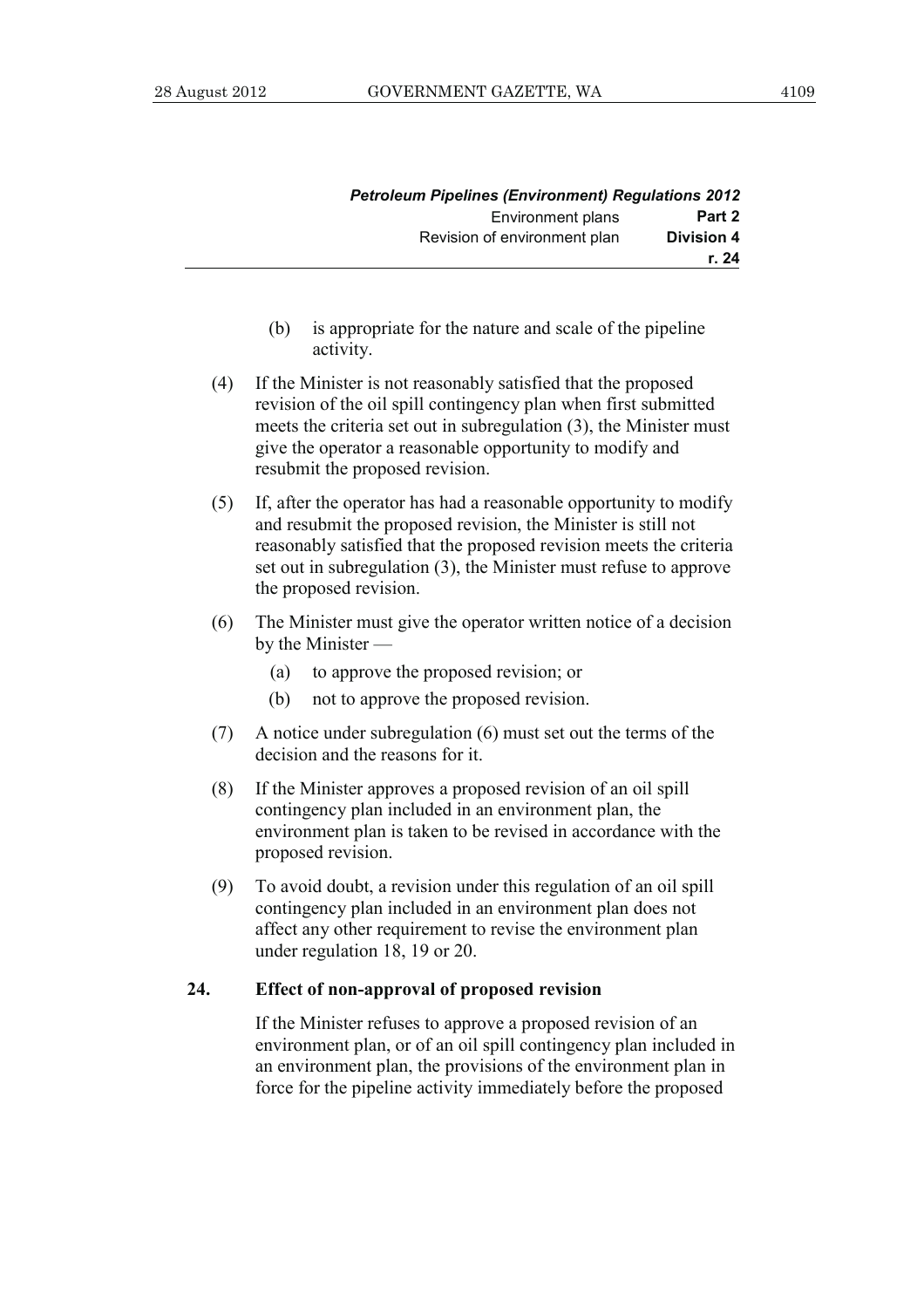(b) is appropriate for the nature and scale of the pipeline activity.

(4) If the Minister is not reasonably satisfied that the proposed revision of the oil spill contingency plan when first submitted meets the criteria set out in subregulation (3), the Minister must give the operator a reasonable opportunity to modify and resubmit the proposed revision.

(5) If, after the operator has had a reasonable opportunity to modify and resubmit the proposed revision, the Minister is still not reasonably satisfied that the proposed revision meets the criteria set out in subregulation (3), the Minister must refuse to approve the proposed revision.

(6) The Minister must give the operator written notice of a decision by the Minister —

(a) to approve the proposed revision; or

(b) not to approve the proposed revision.

(7) A notice under subregulation (6) must set out the terms of the decision and the reasons for it.

(8) If the Minister approves a proposed revision of an oil spill contingency plan included in an environment plan, the environment plan is taken to be revised in accordance with the proposed revision.

(9) To avoid doubt, a revision under this regulation of an oil spill contingency plan included in an environment plan does not affect any other requirement to revise the environment plan under regulation 18, 19 or 20.

**24. Effect of non-approval of proposed revision**

If the Minister refuses to approve a proposed revision of an environment plan, or of an oil spill contingency plan included in an environment plan, the provisions of the environment plan in force for the pipeline activity immediately before the proposed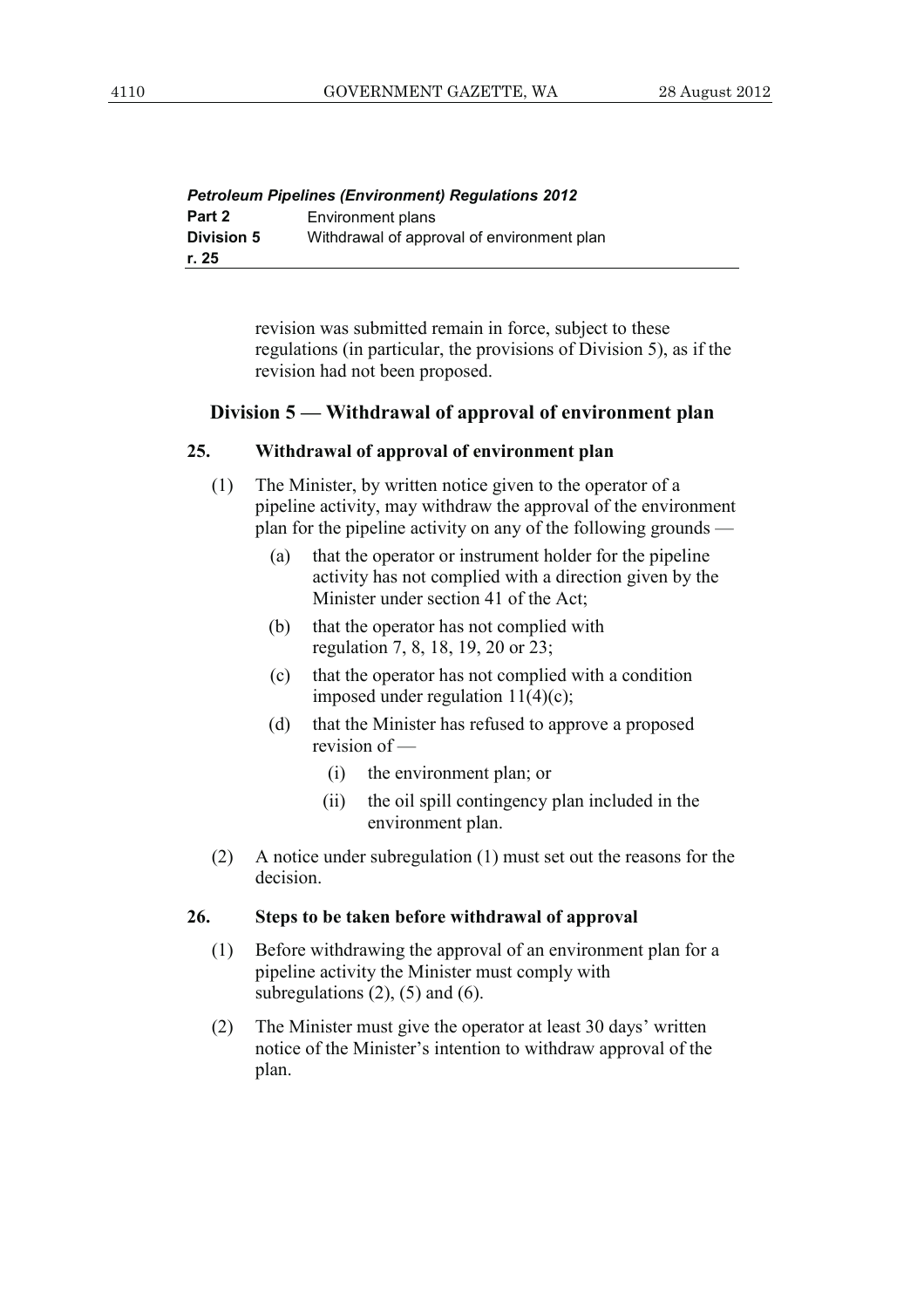revision was submitted remain in force, subject to these regulations (in particular, the provisions of Division 5), as if the revision had not been proposed.

## Division 5 — Withdrawal of approval of environment plan

### 25. Withdrawal of approval of environment plan

(1) The Minister, by written notice given to the operator of a pipeline activity, may withdraw the approval of the environment plan for the pipeline activity on any of the following grounds —

- (a) that the operator or instrument holder for the pipeline activity has not complied with a direction given by the Minister under section 41 of the Act;
- (b) that the operator has not complied with regulation 7, 8, 18, 19, 20 or 23;
- (c) that the operator has not complied with a condition imposed under regulation 11(4)(c);
- (d) that the Minister has refused to approve a proposed revision of —
  - (i) the environment plan; or
  - (ii) the oil spill contingency plan included in the environment plan.

(2) A notice under subregulation (1) must set out the reasons for the decision.

### 26. Steps to be taken before withdrawal of approval

(1) Before withdrawing the approval of an environment plan for a pipeline activity the Minister must comply with subregulations (2), (5) and (6).

(2) The Minister must give the operator at least 30 days' written notice of the Minister's intention to withdraw approval of the plan.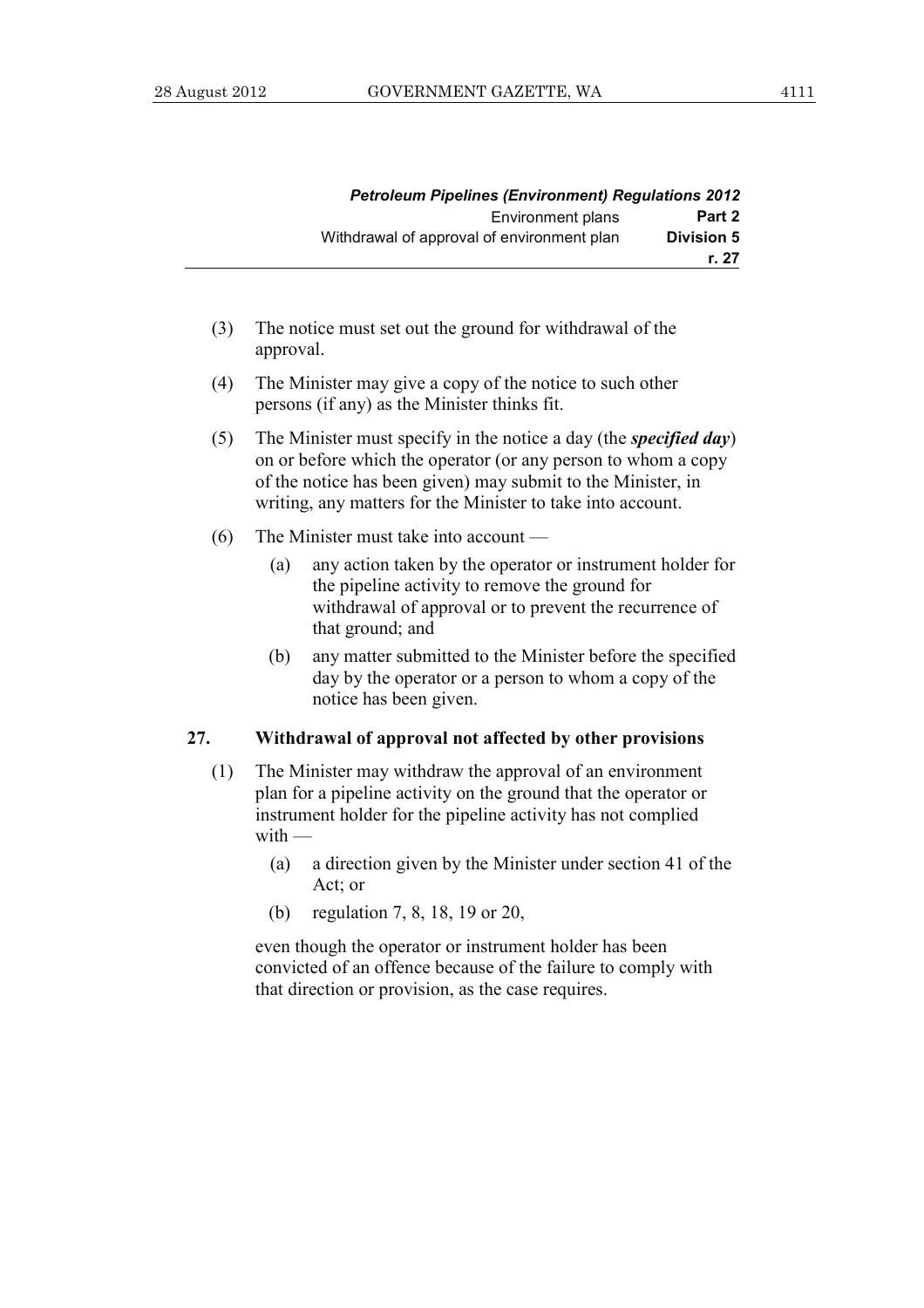(3) The notice must set out the ground for withdrawal of the approval.

(4) The Minister may give a copy of the notice to such other persons (if any) as the Minister thinks fit.

(5) The Minister must specify in the notice a day (the ***specified day***) on or before which the operator (or any person to whom a copy of the notice has been given) may submit to the Minister, in writing, any matters for the Minister to take into account.

(6) The Minister must take into account —

(a) any action taken by the operator or instrument holder for the pipeline activity to remove the ground for withdrawal of approval or to prevent the recurrence of that ground; and

(b) any matter submitted to the Minister before the specified day by the operator or a person to whom a copy of the notice has been given.

## 27. Withdrawal of approval not affected by other provisions

(1) The Minister may withdraw the approval of an environment plan for a pipeline activity on the ground that the operator or instrument holder for the pipeline activity has not complied with —

(a) a direction given by the Minister under section 41 of the Act; or

(b) regulation 7, 8, 18, 19 or 20,

even though the operator or instrument holder has been convicted of an offence because of the failure to comply with that direction or provision, as the case requires.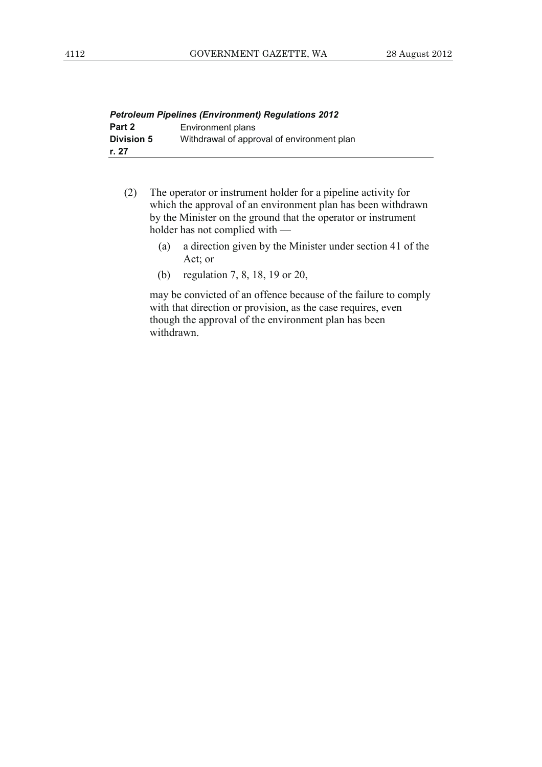(2) The operator or instrument holder for a pipeline activity for which the approval of an environment plan has been withdrawn by the Minister on the ground that the operator or instrument holder has not complied with —

(a) a direction given by the Minister under section 41 of the Act; or

(b) regulation 7, 8, 18, 19 or 20,

may be convicted of an offence because of the failure to comply with that direction or provision, as the case requires, even though the approval of the environment plan has been withdrawn.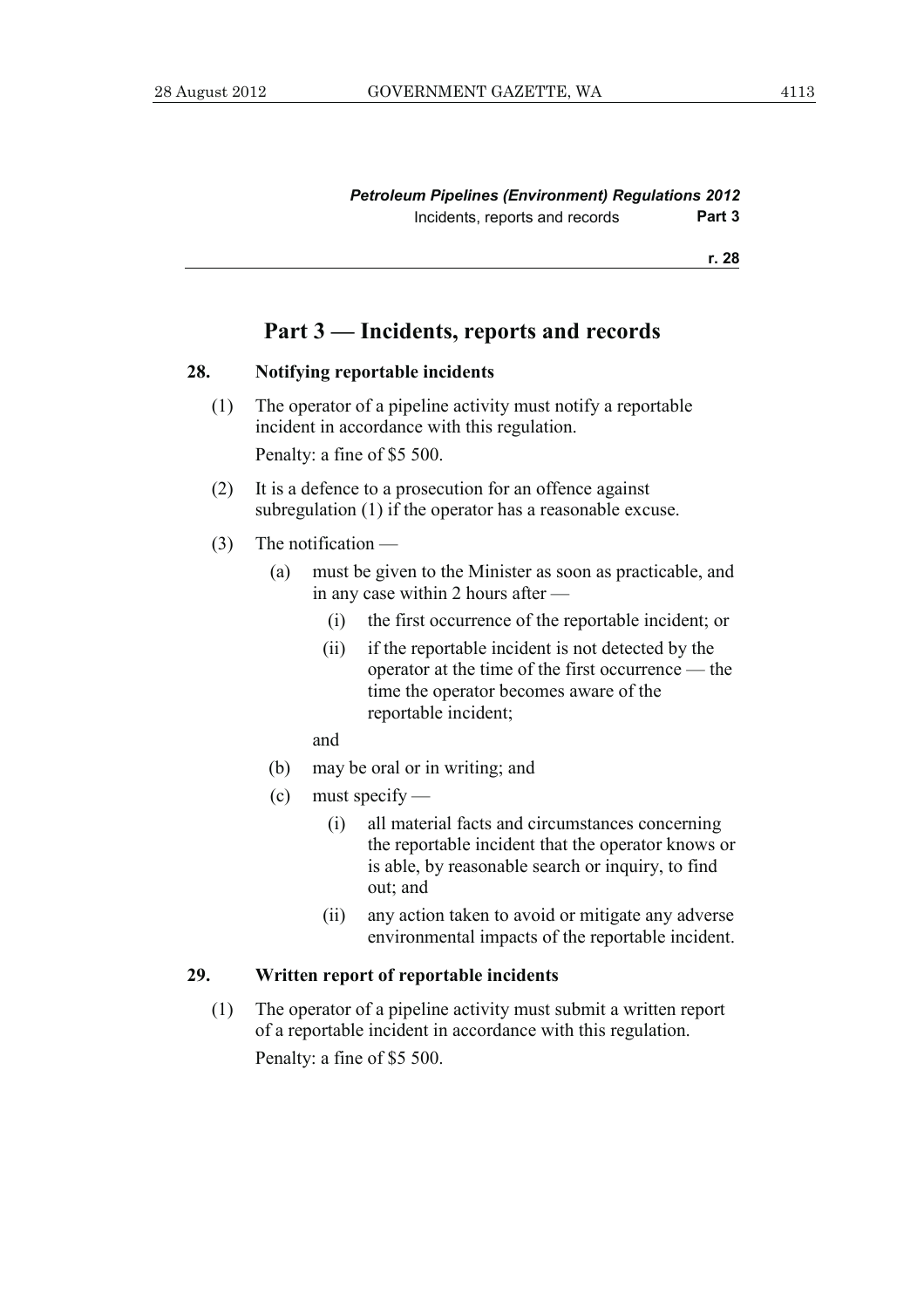## Part 3 — Incidents, reports and records

### 28. Notifying reportable incidents

(1) The operator of a pipeline activity must notify a reportable incident in accordance with this regulation.

Penalty: a fine of $5 500.

(2) It is a defence to a prosecution for an offence against subregulation (1) if the operator has a reasonable excuse.

(3) The notification —

(a) must be given to the Minister as soon as practicable, and in any case within 2 hours after —

(i) the first occurrence of the reportable incident; or

(ii) if the reportable incident is not detected by the operator at the time of the first occurrence — the time the operator becomes aware of the reportable incident;

and

(b) may be oral or in writing; and

(c) must specify —

(i) all material facts and circumstances concerning the reportable incident that the operator knows or is able, by reasonable search or inquiry, to find out; and

(ii) any action taken to avoid or mitigate any adverse environmental impacts of the reportable incident.

### 29. Written report of reportable incidents

(1) The operator of a pipeline activity must submit a written report of a reportable incident in accordance with this regulation.

Penalty: a fine of $5 500.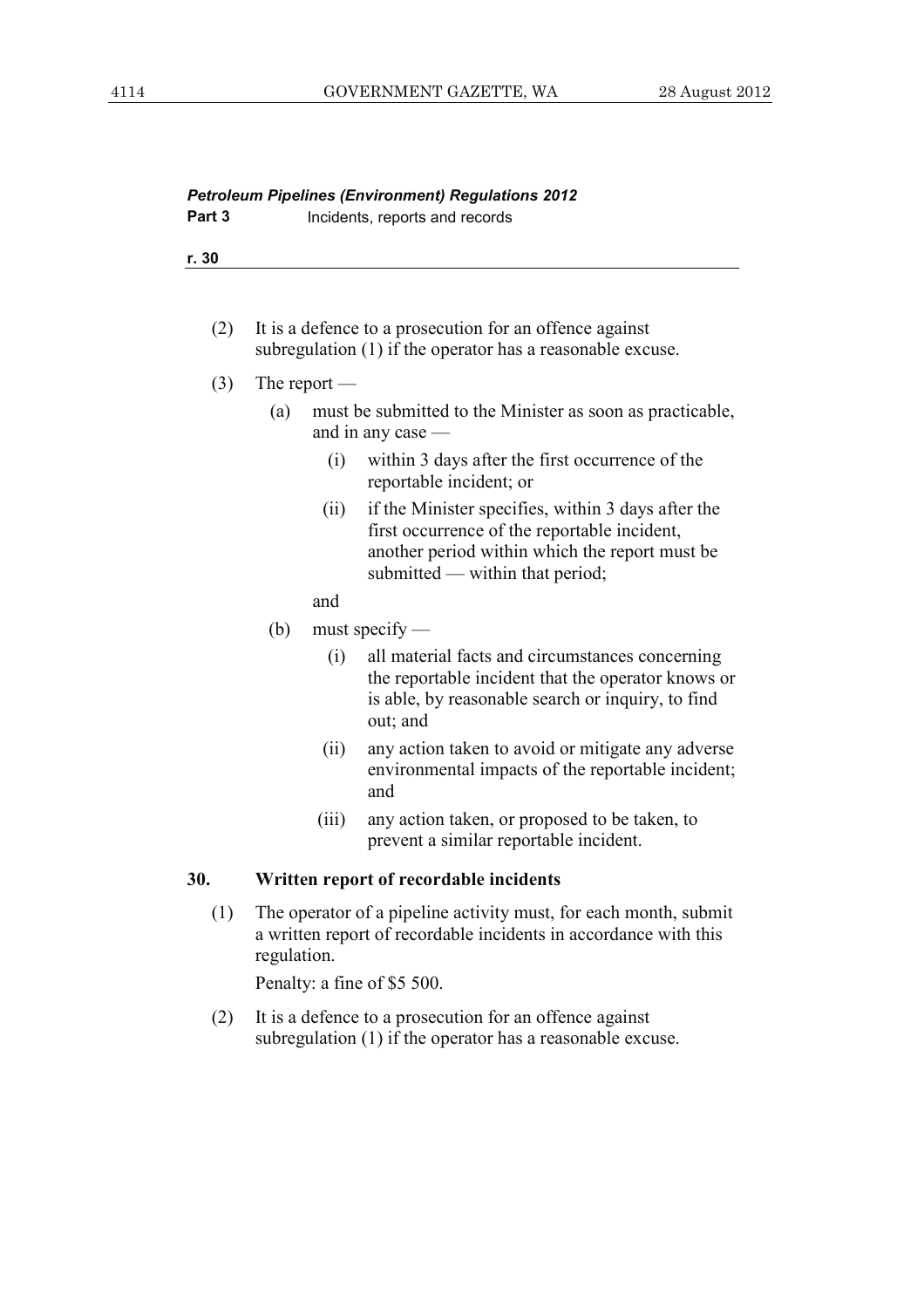(2) It is a defence to a prosecution for an offence against subregulation (1) if the operator has a reasonable excuse.

(3) The report —

(a) must be submitted to the Minister as soon as practicable, and in any case —

(i) within 3 days after the first occurrence of the reportable incident; or

(ii) if the Minister specifies, within 3 days after the first occurrence of the reportable incident, another period within which the report must be submitted — within that period;

and

(b) must specify —

(i) all material facts and circumstances concerning the reportable incident that the operator knows or is able, by reasonable search or inquiry, to find out; and

(ii) any action taken to avoid or mitigate any adverse environmental impacts of the reportable incident; and

(iii) any action taken, or proposed to be taken, to prevent a similar reportable incident.

### 30. Written report of recordable incidents

(1) The operator of a pipeline activity must, for each month, submit a written report of recordable incidents in accordance with this regulation.

Penalty: a fine of $5 500.

(2) It is a defence to a prosecution for an offence against subregulation (1) if the operator has a reasonable excuse.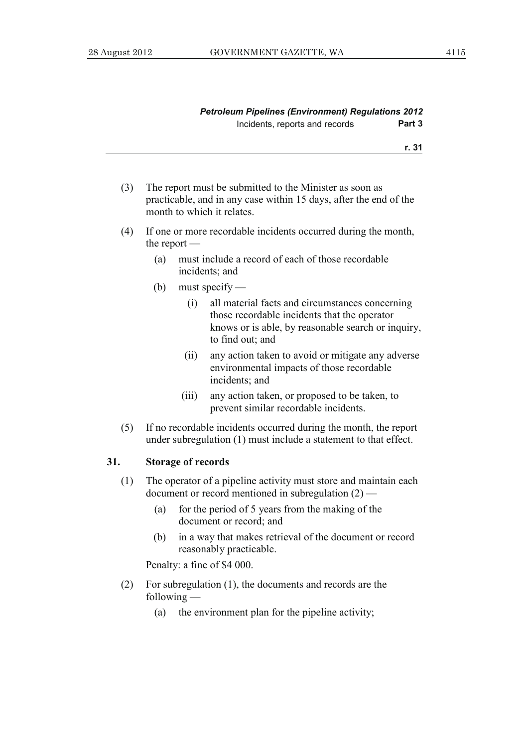(3) The report must be submitted to the Minister as soon as practicable, and in any case within 15 days, after the end of the month to which it relates.

(4) If one or more recordable incidents occurred during the month, the report —

  (a) must include a record of each of those recordable incidents; and

  (b) must specify —

    (i) all material facts and circumstances concerning those recordable incidents that the operator knows or is able, by reasonable search or inquiry, to find out; and

    (ii) any action taken to avoid or mitigate any adverse environmental impacts of those recordable incidents; and

    (iii) any action taken, or proposed to be taken, to prevent similar recordable incidents.

(5) If no recordable incidents occurred during the month, the report under subregulation (1) must include a statement to that effect.

### 31. Storage of records

(1) The operator of a pipeline activity must store and maintain each document or record mentioned in subregulation (2) —

  (a) for the period of 5 years from the making of the document or record; and

  (b) in a way that makes retrieval of the document or record reasonably practicable.

Penalty: a fine of $4 000.

(2) For subregulation (1), the documents and records are the following —

  (a) the environment plan for the pipeline activity;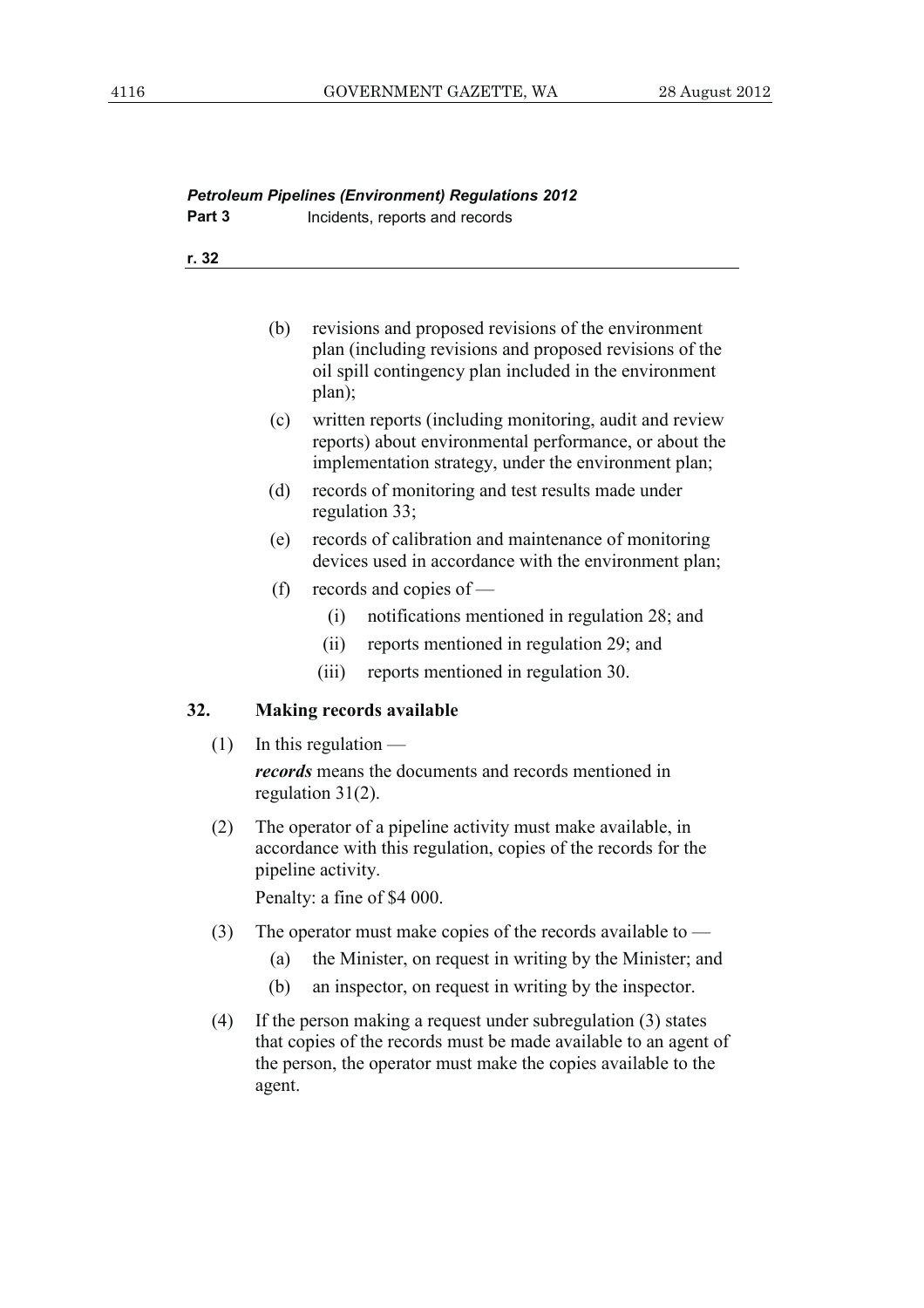(b) revisions and proposed revisions of the environment plan (including revisions and proposed revisions of the oil spill contingency plan included in the environment plan);

(c) written reports (including monitoring, audit and review reports) about environmental performance, or about the implementation strategy, under the environment plan;

(d) records of monitoring and test results made under regulation 33;

(e) records of calibration and maintenance of monitoring devices used in accordance with the environment plan;

(f) records and copies of —

(i) notifications mentioned in regulation 28; and

(ii) reports mentioned in regulation 29; and

(iii) reports mentioned in regulation 30.

## 32. Making records available

(1) In this regulation —

***records*** means the documents and records mentioned in regulation 31(2).

(2) The operator of a pipeline activity must make available, in accordance with this regulation, copies of the records for the pipeline activity.

Penalty: a fine of $4 000.

(3) The operator must make copies of the records available to —

(a) the Minister, on request in writing by the Minister; and

(b) an inspector, on request in writing by the inspector.

(4) If the person making a request under subregulation (3) states that copies of the records must be made available to an agent of the person, the operator must make the copies available to the agent.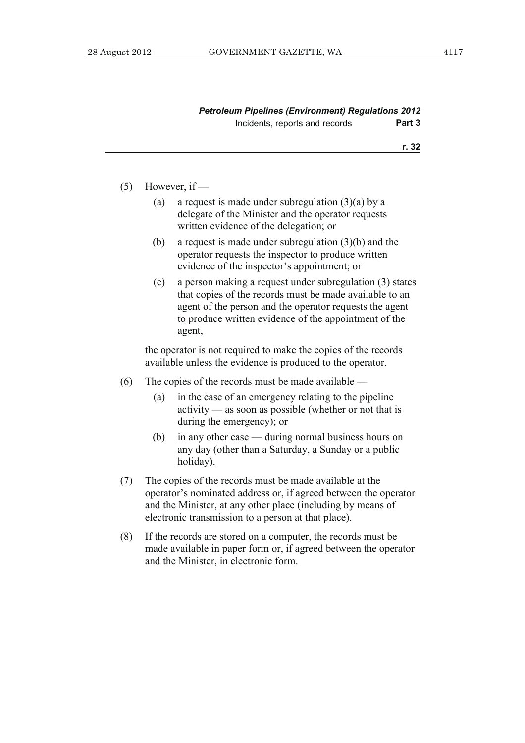(5) However, if —

  (a) a request is made under subregulation (3)(a) by a delegate of the Minister and the operator requests written evidence of the delegation; or

  (b) a request is made under subregulation (3)(b) and the operator requests the inspector to produce written evidence of the inspector's appointment; or

  (c) a person making a request under subregulation (3) states that copies of the records must be made available to an agent of the person and the operator requests the agent to produce written evidence of the appointment of the agent,

the operator is not required to make the copies of the records available unless the evidence is produced to the operator.

(6) The copies of the records must be made available —

  (a) in the case of an emergency relating to the pipeline activity — as soon as possible (whether or not that is during the emergency); or

  (b) in any other case — during normal business hours on any day (other than a Saturday, a Sunday or a public holiday).

(7) The copies of the records must be made available at the operator's nominated address or, if agreed between the operator and the Minister, at any other place (including by means of electronic transmission to a person at that place).

(8) If the records are stored on a computer, the records must be made available in paper form or, if agreed between the operator and the Minister, in electronic form.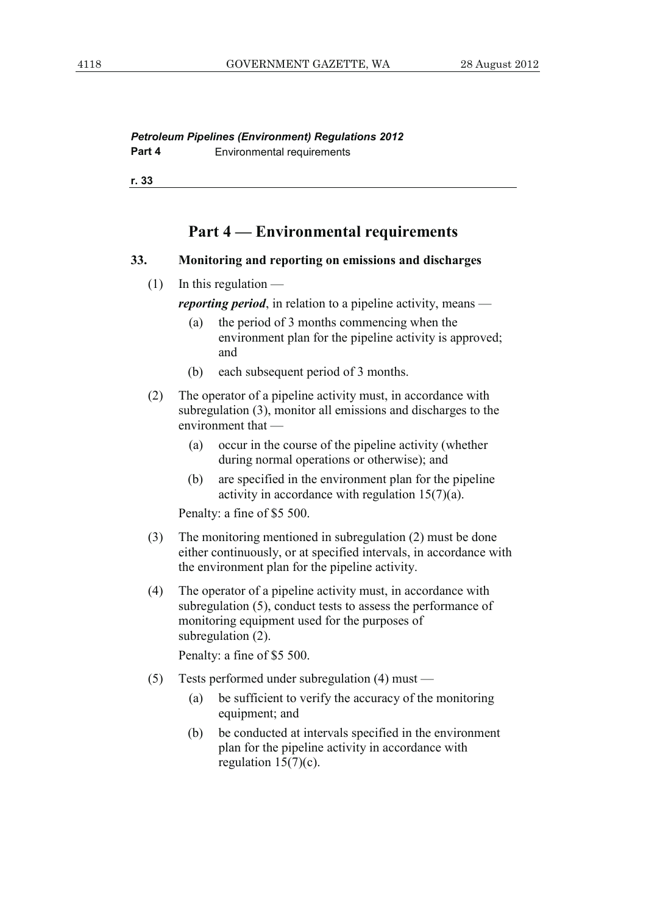## Part 4 — Environmental requirements

### 33. Monitoring and reporting on emissions and discharges

(1) In this regulation —

***reporting period***, in relation to a pipeline activity, means —

- (a) the period of 3 months commencing when the environment plan for the pipeline activity is approved; and
- (b) each subsequent period of 3 months.

(2) The operator of a pipeline activity must, in accordance with subregulation (3), monitor all emissions and discharges to the environment that —

- (a) occur in the course of the pipeline activity (whether during normal operations or otherwise); and
- (b) are specified in the environment plan for the pipeline activity in accordance with regulation 15(7)(a).

Penalty: a fine of $5 500.

(3) The monitoring mentioned in subregulation (2) must be done either continuously, or at specified intervals, in accordance with the environment plan for the pipeline activity.

(4) The operator of a pipeline activity must, in accordance with subregulation (5), conduct tests to assess the performance of monitoring equipment used for the purposes of subregulation (2).

Penalty: a fine of $5 500.

(5) Tests performed under subregulation (4) must —

- (a) be sufficient to verify the accuracy of the monitoring equipment; and
- (b) be conducted at intervals specified in the environment plan for the pipeline activity in accordance with regulation 15(7)(c).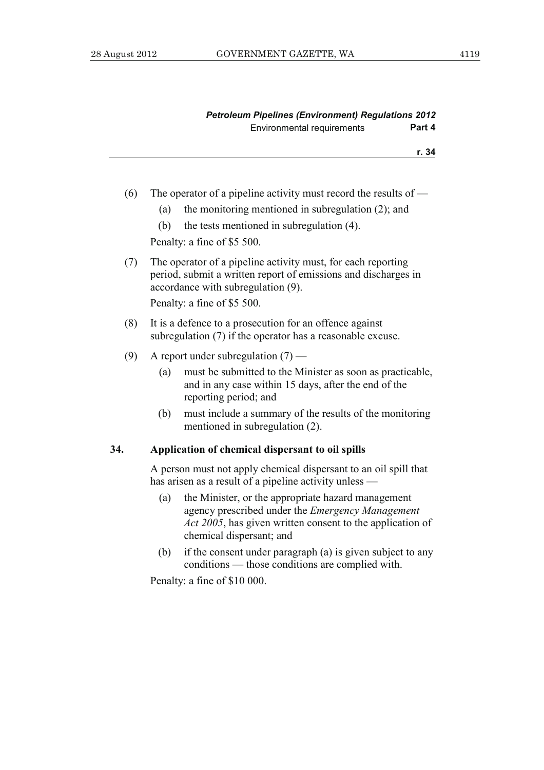(6) The operator of a pipeline activity must record the results of —

- (a) the monitoring mentioned in subregulation (2); and
- (b) the tests mentioned in subregulation (4).

Penalty: a fine of $5 500.

(7) The operator of a pipeline activity must, for each reporting period, submit a written report of emissions and discharges in accordance with subregulation (9).

Penalty: a fine of $5 500.

(8) It is a defence to a prosecution for an offence against subregulation (7) if the operator has a reasonable excuse.

(9) A report under subregulation (7) —

- (a) must be submitted to the Minister as soon as practicable, and in any case within 15 days, after the end of the reporting period; and
- (b) must include a summary of the results of the monitoring mentioned in subregulation (2).

### 34. Application of chemical dispersant to oil spills

A person must not apply chemical dispersant to an oil spill that has arisen as a result of a pipeline activity unless —

- (a) the Minister, or the appropriate hazard management agency prescribed under the *Emergency Management Act 2005*, has given written consent to the application of chemical dispersant; and
- (b) if the consent under paragraph (a) is given subject to any conditions — those conditions are complied with.

Penalty: a fine of $10 000.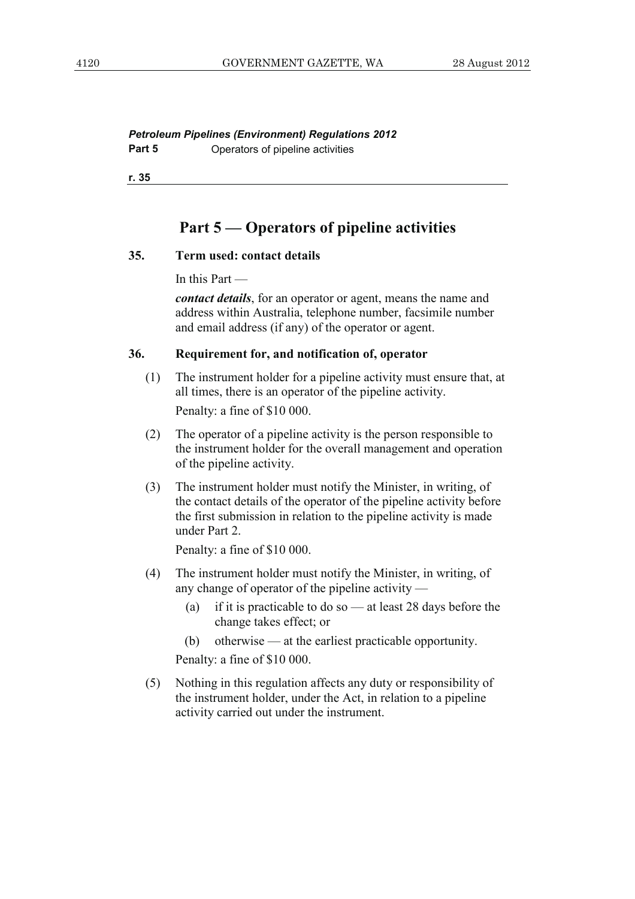## Part 5 — Operators of pipeline activities

### 35. Term used: contact details

In this Part —

***contact details***, for an operator or agent, means the name and address within Australia, telephone number, facsimile number and email address (if any) of the operator or agent.

### 36. Requirement for, and notification of, operator

(1) The instrument holder for a pipeline activity must ensure that, at all times, there is an operator of the pipeline activity.

Penalty: a fine of $10 000.

(2) The operator of a pipeline activity is the person responsible to the instrument holder for the overall management and operation of the pipeline activity.

(3) The instrument holder must notify the Minister, in writing, of the contact details of the operator of the pipeline activity before the first submission in relation to the pipeline activity is made under Part 2.

Penalty: a fine of $10 000.

(4) The instrument holder must notify the Minister, in writing, of any change of operator of the pipeline activity —

(a) if it is practicable to do so — at least 28 days before the change takes effect; or

(b) otherwise — at the earliest practicable opportunity.

Penalty: a fine of $10 000.

(5) Nothing in this regulation affects any duty or responsibility of the instrument holder, under the Act, in relation to a pipeline activity carried out under the instrument.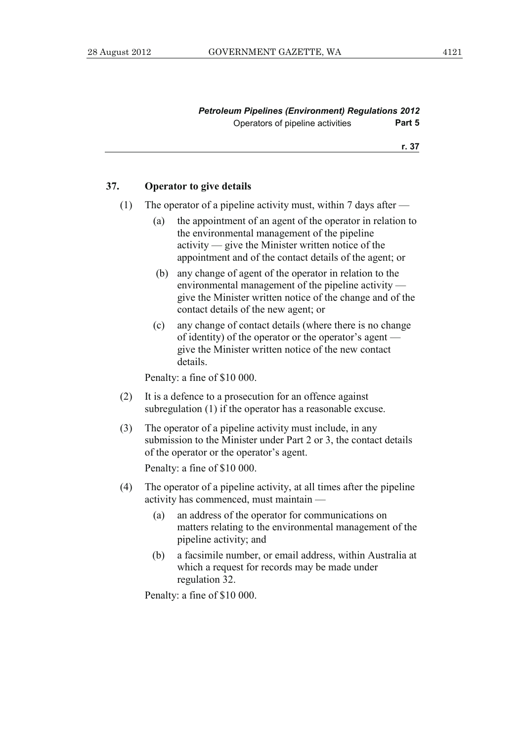### 37. Operator to give details

(1) The operator of a pipeline activity must, within 7 days after —

(a) the appointment of an agent of the operator in relation to the environmental management of the pipeline activity — give the Minister written notice of the appointment and of the contact details of the agent; or

(b) any change of agent of the operator in relation to the environmental management of the pipeline activity — give the Minister written notice of the change and of the contact details of the new agent; or

(c) any change of contact details (where there is no change of identity) of the operator or the operator's agent — give the Minister written notice of the new contact details.

Penalty: a fine of $10 000.

(2) It is a defence to a prosecution for an offence against subregulation (1) if the operator has a reasonable excuse.

(3) The operator of a pipeline activity must include, in any submission to the Minister under Part 2 or 3, the contact details of the operator or the operator's agent.

Penalty: a fine of $10 000.

(4) The operator of a pipeline activity, at all times after the pipeline activity has commenced, must maintain —

(a) an address of the operator for communications on matters relating to the environmental management of the pipeline activity; and

(b) a facsimile number, or email address, within Australia at which a request for records may be made under regulation 32.

Penalty: a fine of $10 000.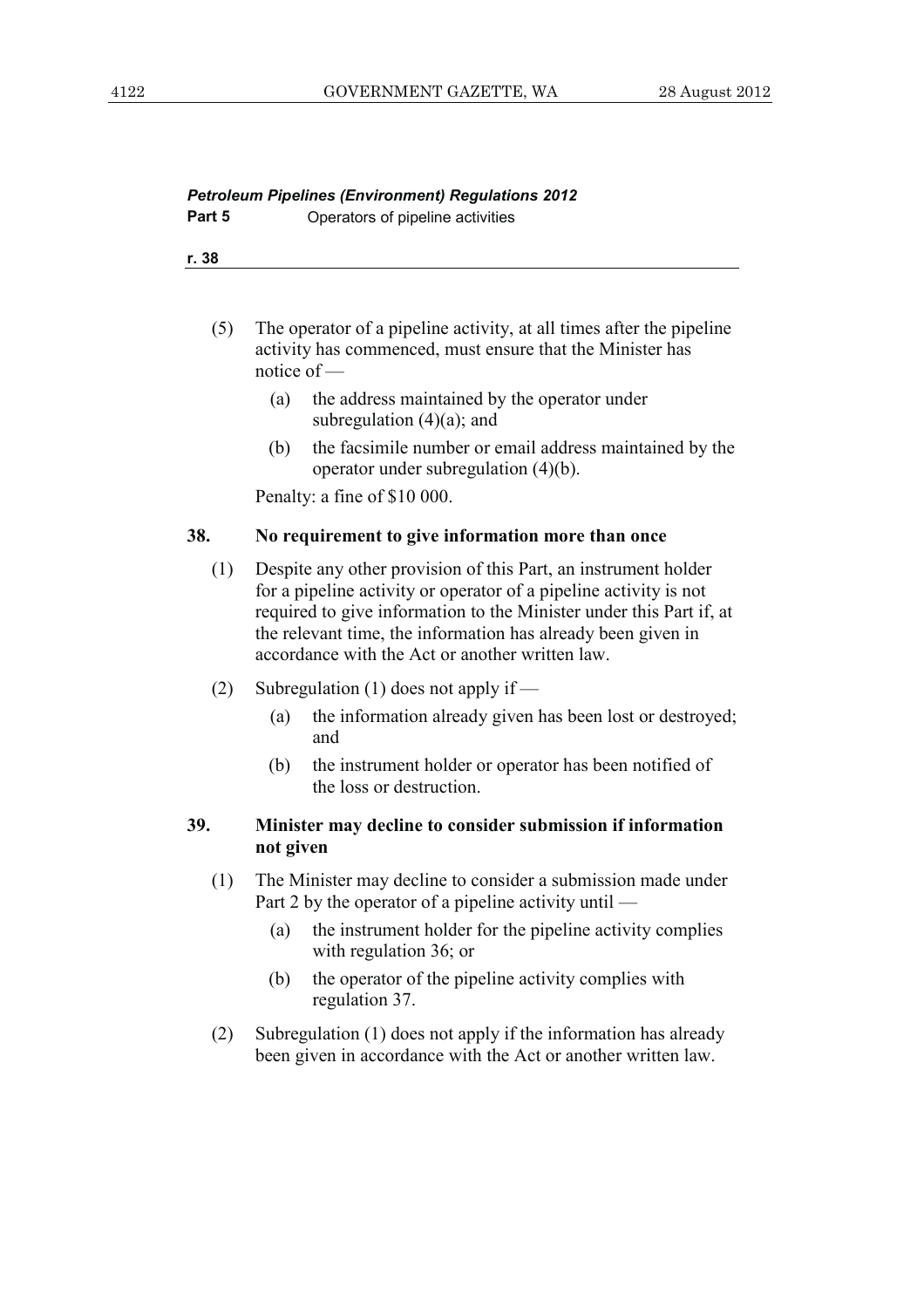(5) The operator of a pipeline activity, at all times after the pipeline activity has commenced, must ensure that the Minister has notice of —

(a) the address maintained by the operator under subregulation (4)(a); and

(b) the facsimile number or email address maintained by the operator under subregulation (4)(b).

Penalty: a fine of $10 000.

### 38. No requirement to give information more than once

(1) Despite any other provision of this Part, an instrument holder for a pipeline activity or operator of a pipeline activity is not required to give information to the Minister under this Part if, at the relevant time, the information has already been given in accordance with the Act or another written law.

(2) Subregulation (1) does not apply if —

(a) the information already given has been lost or destroyed; and

(b) the instrument holder or operator has been notified of the loss or destruction.

### 39. Minister may decline to consider submission if information not given

(1) The Minister may decline to consider a submission made under Part 2 by the operator of a pipeline activity until —

(a) the instrument holder for the pipeline activity complies with regulation 36; or

(b) the operator of the pipeline activity complies with regulation 37.

(2) Subregulation (1) does not apply if the information has already been given in accordance with the Act or another written law.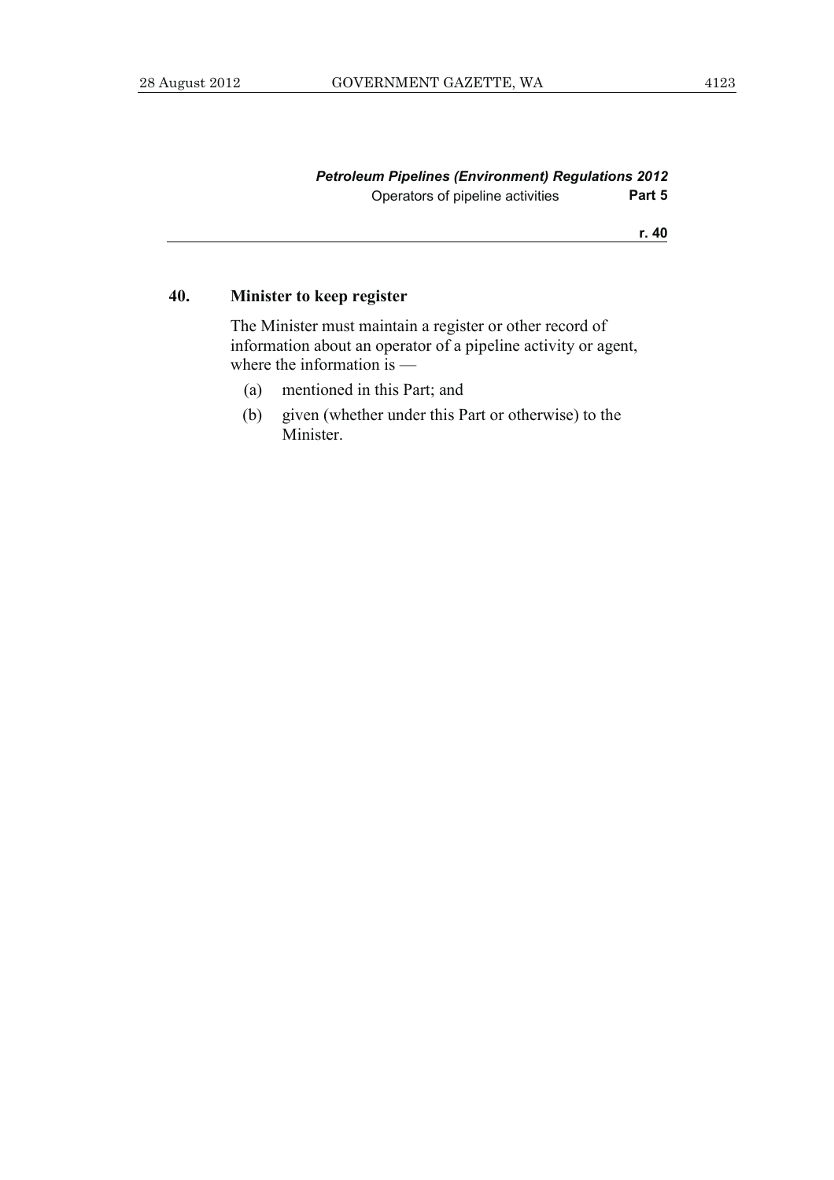### 40. Minister to keep register

The Minister must maintain a register or other record of information about an operator of a pipeline activity or agent, where the information is —

(a) mentioned in this Part; and

(b) given (whether under this Part or otherwise) to the Minister.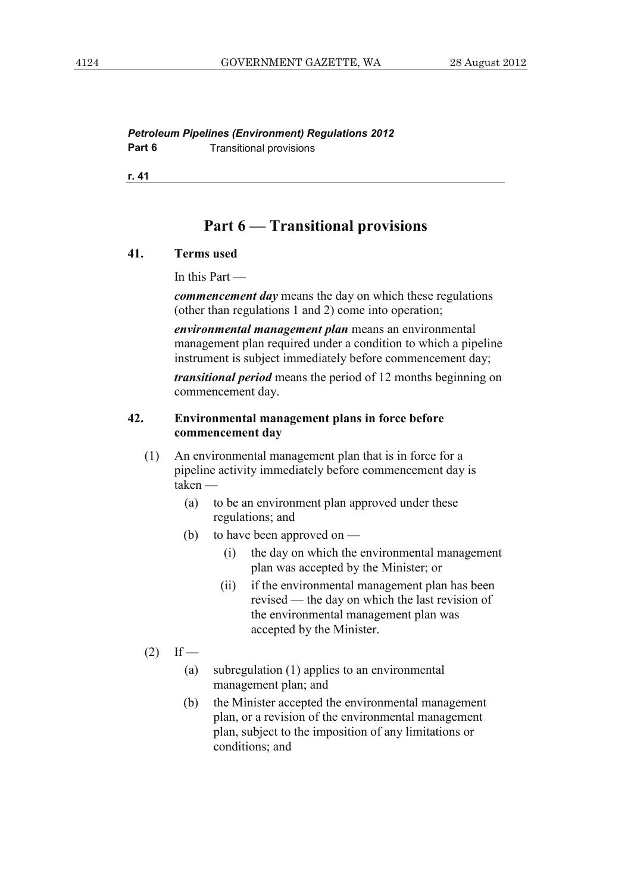*Petroleum Pipelines (Environment) Regulations 2012*
**Part 6** Transitional provisions

**r. 41**

# Part 6 — Transitional provisions

**41. Terms used**

In this Part —

***commencement day*** means the day on which these regulations (other than regulations 1 and 2) come into operation;

***environmental management plan*** means an environmental management plan required under a condition to which a pipeline instrument is subject immediately before commencement day;

***transitional period*** means the period of 12 months beginning on commencement day.

**42. Environmental management plans in force before commencement day**

(1) An environmental management plan that is in force for a pipeline activity immediately before commencement day is taken —

(a) to be an environment plan approved under these regulations; and

(b) to have been approved on —

(i) the day on which the environmental management plan was accepted by the Minister; or

(ii) if the environmental management plan has been revised — the day on which the last revision of the environmental management plan was accepted by the Minister.

(2) If —

(a) subregulation (1) applies to an environmental management plan; and

(b) the Minister accepted the environmental management plan, or a revision of the environmental management plan, subject to the imposition of any limitations or conditions; and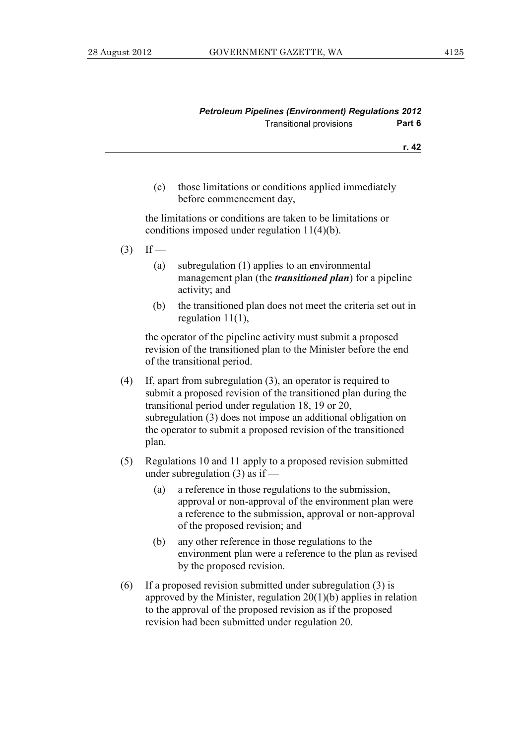(c) those limitations or conditions applied immediately before commencement day,

the limitations or conditions are taken to be limitations or conditions imposed under regulation 11(4)(b).

(3) If —

(a) subregulation (1) applies to an environmental management plan (the ***transitioned plan***) for a pipeline activity; and

(b) the transitioned plan does not meet the criteria set out in regulation 11(1),

the operator of the pipeline activity must submit a proposed revision of the transitioned plan to the Minister before the end of the transitional period.

(4) If, apart from subregulation (3), an operator is required to submit a proposed revision of the transitioned plan during the transitional period under regulation 18, 19 or 20, subregulation (3) does not impose an additional obligation on the operator to submit a proposed revision of the transitioned plan.

(5) Regulations 10 and 11 apply to a proposed revision submitted under subregulation (3) as if —

(a) a reference in those regulations to the submission, approval or non-approval of the environment plan were a reference to the submission, approval or non-approval of the proposed revision; and

(b) any other reference in those regulations to the environment plan were a reference to the plan as revised by the proposed revision.

(6) If a proposed revision submitted under subregulation (3) is approved by the Minister, regulation 20(1)(b) applies in relation to the approval of the proposed revision as if the proposed revision had been submitted under regulation 20.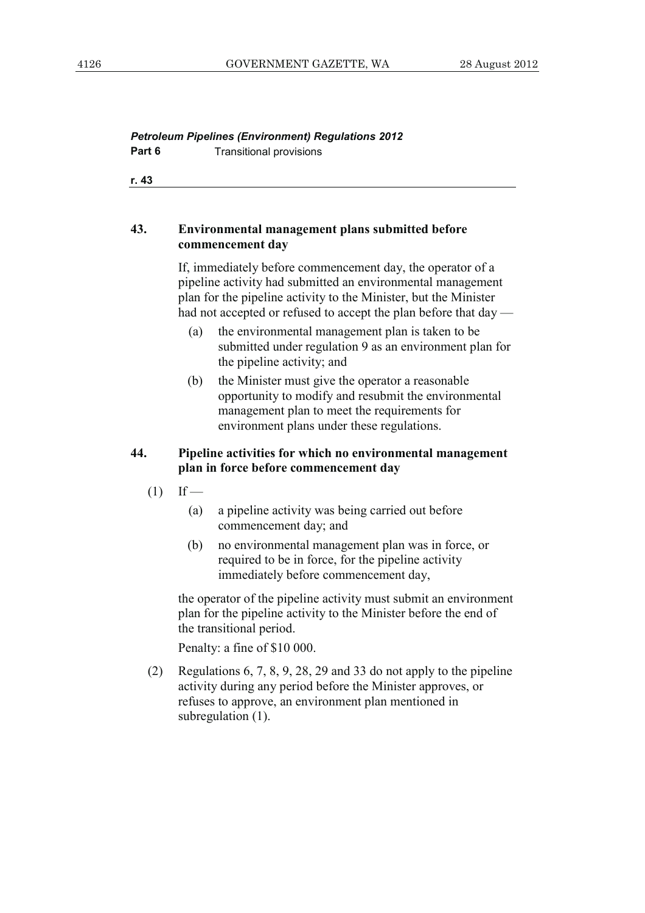### 43. Environmental management plans submitted before commencement day

If, immediately before commencement day, the operator of a pipeline activity had submitted an environmental management plan for the pipeline activity to the Minister, but the Minister had not accepted or refused to accept the plan before that day —

(a) the environmental management plan is taken to be submitted under regulation 9 as an environment plan for the pipeline activity; and

(b) the Minister must give the operator a reasonable opportunity to modify and resubmit the environmental management plan to meet the requirements for environment plans under these regulations.

### 44. Pipeline activities for which no environmental management plan in force before commencement day

(1) If —

(a) a pipeline activity was being carried out before commencement day; and

(b) no environmental management plan was in force, or required to be in force, for the pipeline activity immediately before commencement day,

the operator of the pipeline activity must submit an environment plan for the pipeline activity to the Minister before the end of the transitional period.

Penalty: a fine of $10 000.

(2) Regulations 6, 7, 8, 9, 28, 29 and 33 do not apply to the pipeline activity during any period before the Minister approves, or refuses to approve, an environment plan mentioned in subregulation (1).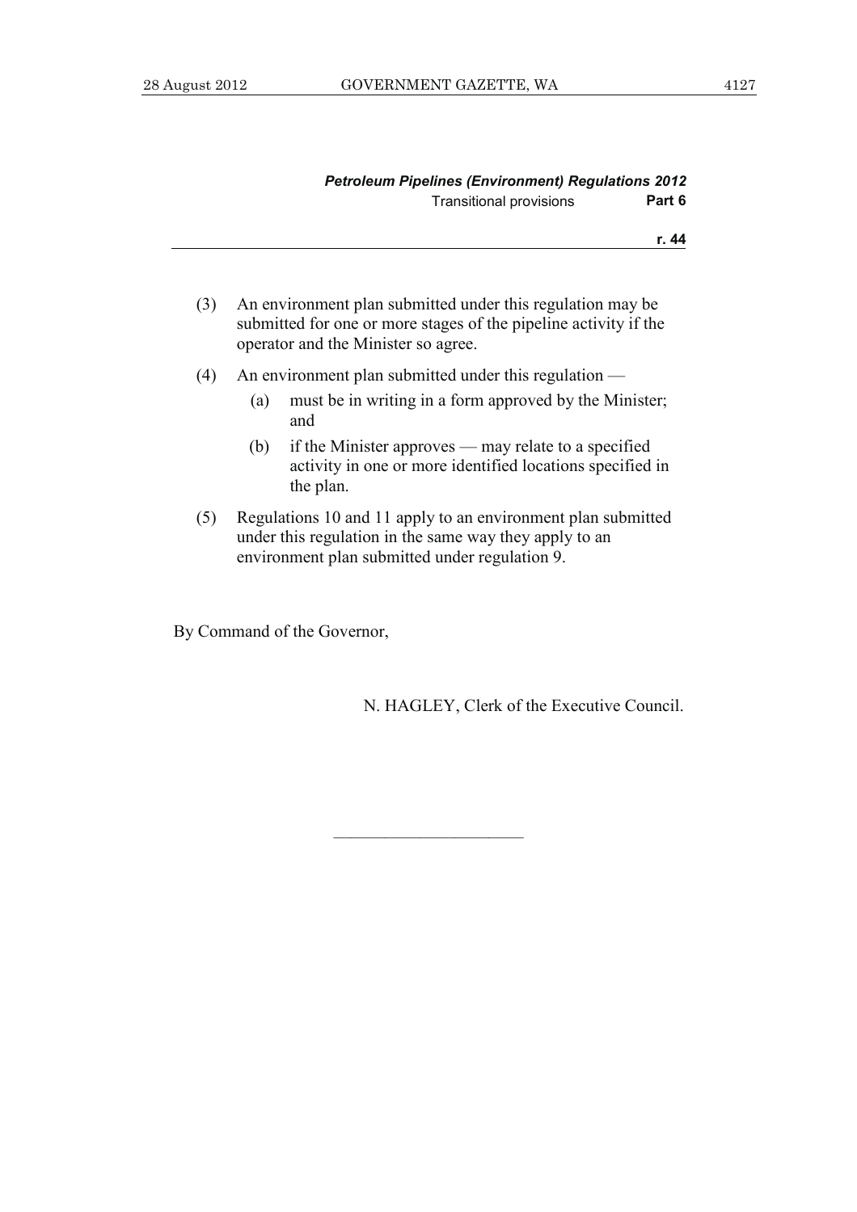(3) An environment plan submitted under this regulation may be submitted for one or more stages of the pipeline activity if the operator and the Minister so agree.

(4) An environment plan submitted under this regulation —

  (a) must be in writing in a form approved by the Minister; and

  (b) if the Minister approves — may relate to a specified activity in one or more identified locations specified in the plan.

(5) Regulations 10 and 11 apply to an environment plan submitted under this regulation in the same way they apply to an environment plan submitted under regulation 9.

By Command of the Governor,

N. HAGLEY, Clerk of the Executive Council.

———————————